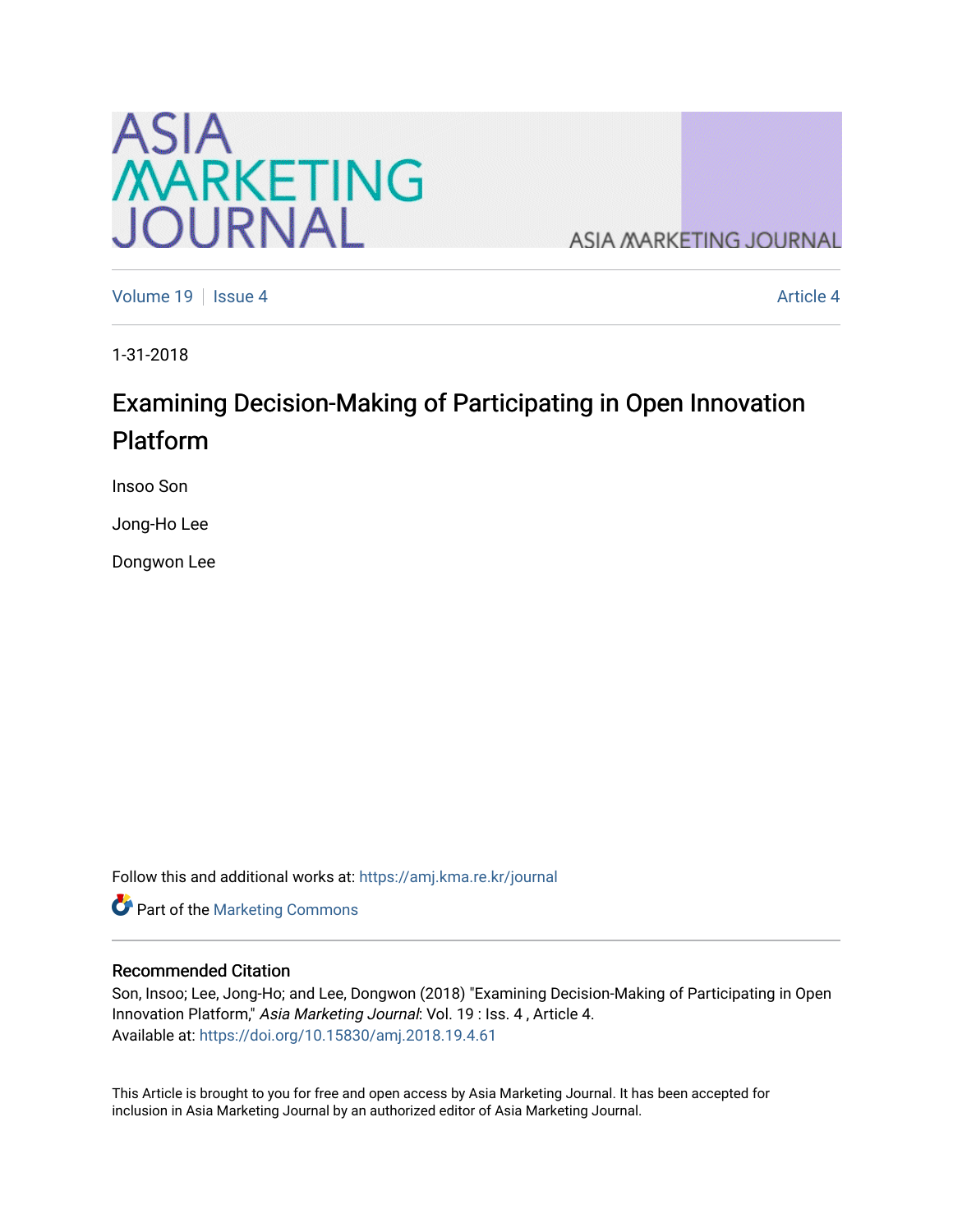Volume 19 | Issue 4 | Article 4

1-31-2018

# Examining Decision-Making of Participating in Open Innovation Platform

Insoo Son

Jong-Ho Lee

Dongwon Lee

Follow this and additional works at: https://amj.kma.re.kr/journal

Part of the Marketing Commons

## Recommended Citation

Son, Insoo; Lee, Jong-Ho; and Lee, Dongwon (2018) "Examining Decision-Making of Participating in Open Innovation Platform," *Asia Marketing Journal*: Vol. 19 : Iss. 4 , Article 4.
Available at: https://doi.org/10.15830/amj.2018.19.4.61

This Article is brought to you for free and open access by Asia Marketing Journal. It has been accepted for inclusion in Asia Marketing Journal by an authorized editor of Asia Marketing Journal.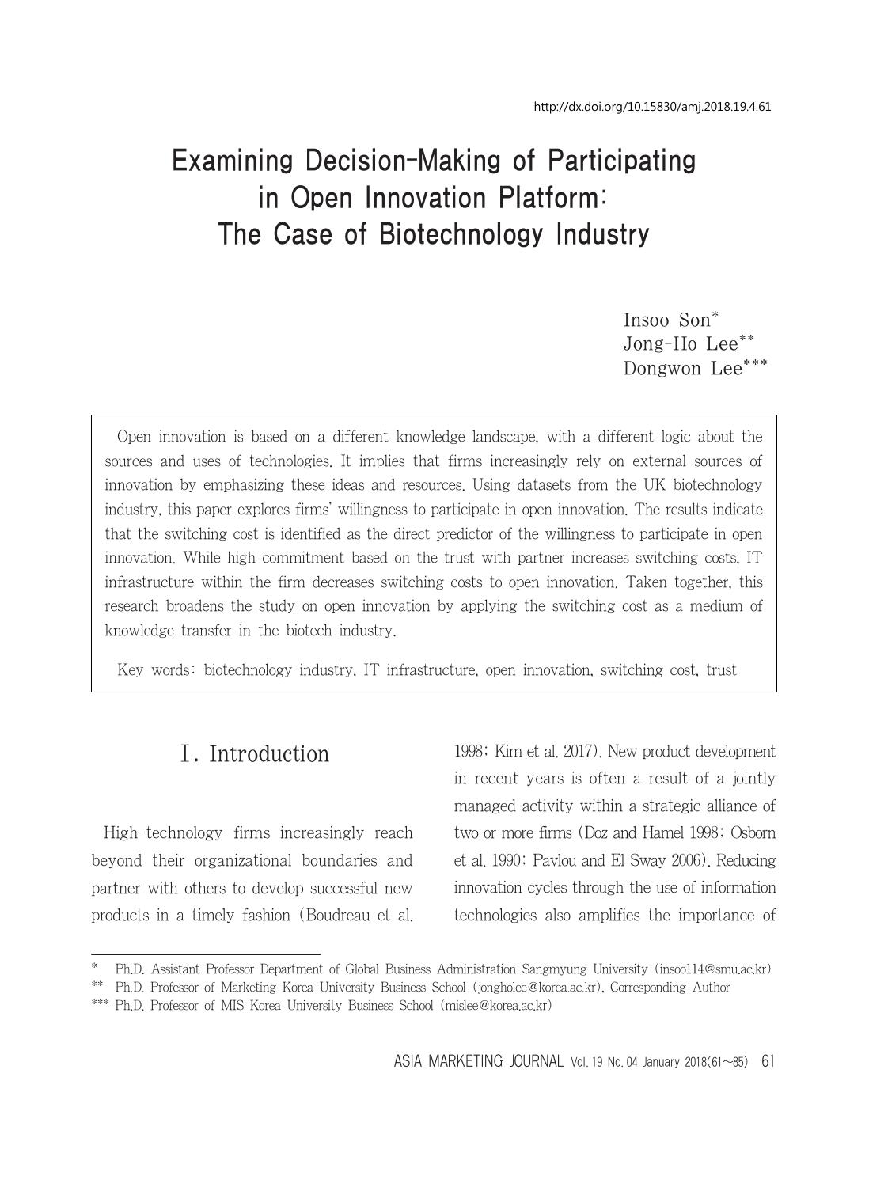http://dx.doi.org/10.15830/amj.2018.19.4.61

# Examining Decision-Making of Participating in Open Innovation Platform: The Case of Biotechnology Industry

Insoo Son*
Jong-Ho Lee**
Dongwon Lee***

Open innovation is based on a different knowledge landscape, with a different logic about the sources and uses of technologies. It implies that firms increasingly rely on external sources of innovation by emphasizing these ideas and resources. Using datasets from the UK biotechnology industry, this paper explores firms' willingness to participate in open innovation. The results indicate that the switching cost is identified as the direct predictor of the willingness to participate in open innovation. While high commitment based on the trust with partner increases switching costs, IT infrastructure within the firm decreases switching costs to open innovation. Taken together, this research broadens the study on open innovation by applying the switching cost as a medium of knowledge transfer in the biotech industry.

Key words: biotechnology industry, IT infrastructure, open innovation, switching cost, trust

## Ⅰ. Introduction

High-technology firms increasingly reach beyond their organizational boundaries and partner with others to develop successful new products in a timely fashion (Boudreau et al. 1998; Kim et al. 2017). New product development in recent years is often a result of a jointly managed activity within a strategic alliance of two or more firms (Doz and Hamel 1998; Osborn et al. 1990; Pavlou and El Sway 2006). Reducing innovation cycles through the use of information technologies also amplifies the importance of

---

\* Ph.D. Assistant Professor Department of Global Business Administration Sangmyung University (insoo114@smu.ac.kr)

\*\* Ph.D. Professor of Marketing Korea University Business School (jongholee@korea.ac.kr), Corresponding Author

\*\*\* Ph.D. Professor of MIS Korea University Business School (mislee@korea.ac.kr)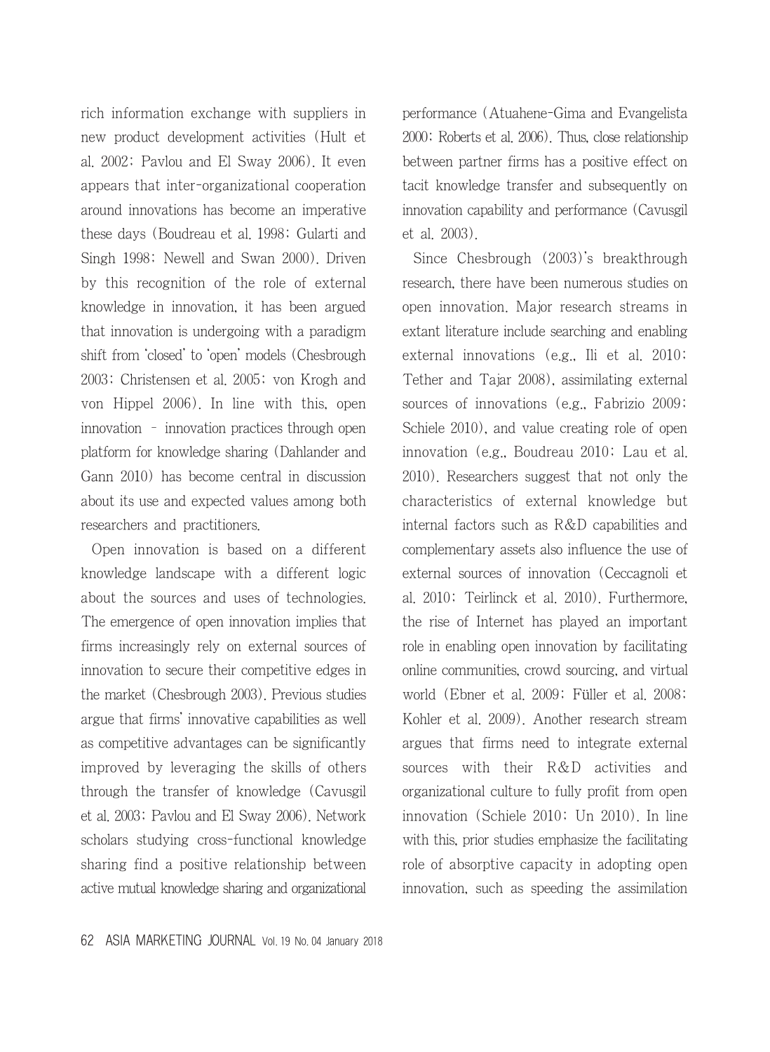rich information exchange with suppliers in new product development activities (Hult et al. 2002; Pavlou and El Sway 2006). It even appears that inter-organizational cooperation around innovations has become an imperative these days (Boudreau et al. 1998; Gularti and Singh 1998; Newell and Swan 2000). Driven by this recognition of the role of external knowledge in innovation, it has been argued that innovation is undergoing with a paradigm shift from 'closed' to 'open' models (Chesbrough 2003; Christensen et al. 2005; von Krogh and von Hippel 2006). In line with this, open innovation – innovation practices through open platform for knowledge sharing (Dahlander and Gann 2010) has become central in discussion about its use and expected values among both researchers and practitioners.

Open innovation is based on a different knowledge landscape with a different logic about the sources and uses of technologies. The emergence of open innovation implies that firms increasingly rely on external sources of innovation to secure their competitive edges in the market (Chesbrough 2003). Previous studies argue that firms' innovative capabilities as well as competitive advantages can be significantly improved by leveraging the skills of others through the transfer of knowledge (Cavusgil et al. 2003; Pavlou and El Sway 2006). Network scholars studying cross-functional knowledge sharing find a positive relationship between active mutual knowledge sharing and organizational performance (Atuahene-Gima and Evangelista 2000; Roberts et al. 2006). Thus, close relationship between partner firms has a positive effect on tacit knowledge transfer and subsequently on innovation capability and performance (Cavusgil et al. 2003).

Since Chesbrough (2003)'s breakthrough research, there have been numerous studies on open innovation. Major research streams in extant literature include searching and enabling external innovations (e.g., Ili et al. 2010; Tether and Tajar 2008), assimilating external sources of innovations (e.g., Fabrizio 2009; Schiele 2010), and value creating role of open innovation (e.g., Boudreau 2010; Lau et al. 2010). Researchers suggest that not only the characteristics of external knowledge but internal factors such as R&D capabilities and complementary assets also influence the use of external sources of innovation (Ceccagnoli et al. 2010; Teirlinck et al. 2010). Furthermore, the rise of Internet has played an important role in enabling open innovation by facilitating online communities, crowd sourcing, and virtual world (Ebner et al. 2009; Füller et al. 2008; Kohler et al. 2009). Another research stream argues that firms need to integrate external sources with their R&D activities and organizational culture to fully profit from open innovation (Schiele 2010; Un 2010). In line with this, prior studies emphasize the facilitating role of absorptive capacity in adopting open innovation, such as speeding the assimilation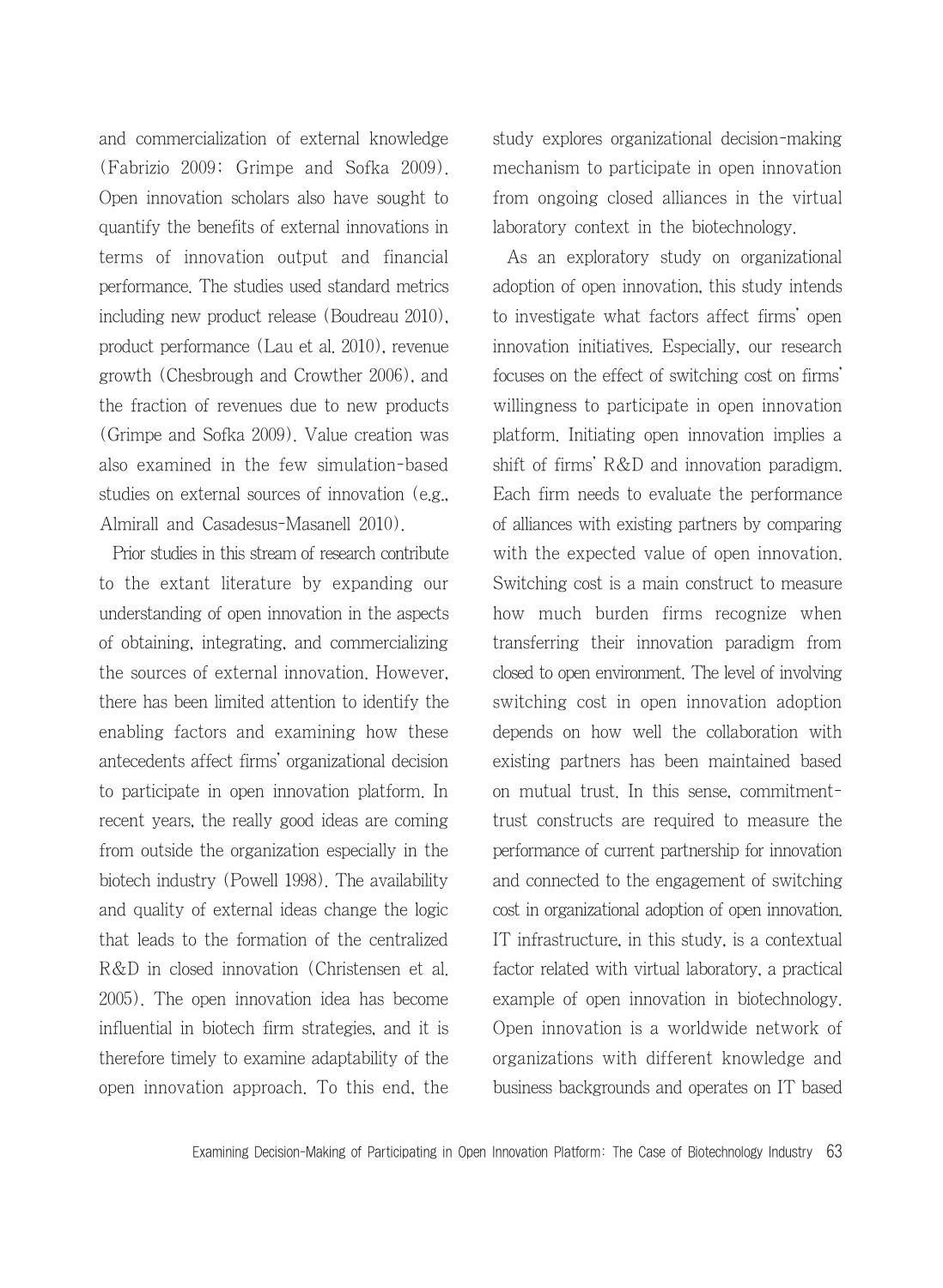and commercialization of external knowledge (Fabrizio 2009; Grimpe and Sofka 2009). Open innovation scholars also have sought to quantify the benefits of external innovations in terms of innovation output and financial performance. The studies used standard metrics including new product release (Boudreau 2010), product performance (Lau et al. 2010), revenue growth (Chesbrough and Crowther 2006), and the fraction of revenues due to new products (Grimpe and Sofka 2009). Value creation was also examined in the few simulation-based studies on external sources of innovation (e.g., Almirall and Casadesus-Masanell 2010).

Prior studies in this stream of research contribute to the extant literature by expanding our understanding of open innovation in the aspects of obtaining, integrating, and commercializing the sources of external innovation. However, there has been limited attention to identify the enabling factors and examining how these antecedents affect firms' organizational decision to participate in open innovation platform. In recent years, the really good ideas are coming from outside the organization especially in the biotech industry (Powell 1998). The availability and quality of external ideas change the logic that leads to the formation of the centralized R&D in closed innovation (Christensen et al. 2005). The open innovation idea has become influential in biotech firm strategies, and it is therefore timely to examine adaptability of the open innovation approach. To this end, the study explores organizational decision-making mechanism to participate in open innovation from ongoing closed alliances in the virtual laboratory context in the biotechnology.

As an exploratory study on organizational adoption of open innovation, this study intends to investigate what factors affect firms' open innovation initiatives. Especially, our research focuses on the effect of switching cost on firms' willingness to participate in open innovation platform. Initiating open innovation implies a shift of firms' R&D and innovation paradigm. Each firm needs to evaluate the performance of alliances with existing partners by comparing with the expected value of open innovation. Switching cost is a main construct to measure how much burden firms recognize when transferring their innovation paradigm from closed to open environment. The level of involving switching cost in open innovation adoption depends on how well the collaboration with existing partners has been maintained based on mutual trust. In this sense, commitment-trust constructs are required to measure the performance of current partnership for innovation and connected to the engagement of switching cost in organizational adoption of open innovation. IT infrastructure, in this study, is a contextual factor related with virtual laboratory, a practical example of open innovation in biotechnology. Open innovation is a worldwide network of organizations with different knowledge and business backgrounds and operates on IT based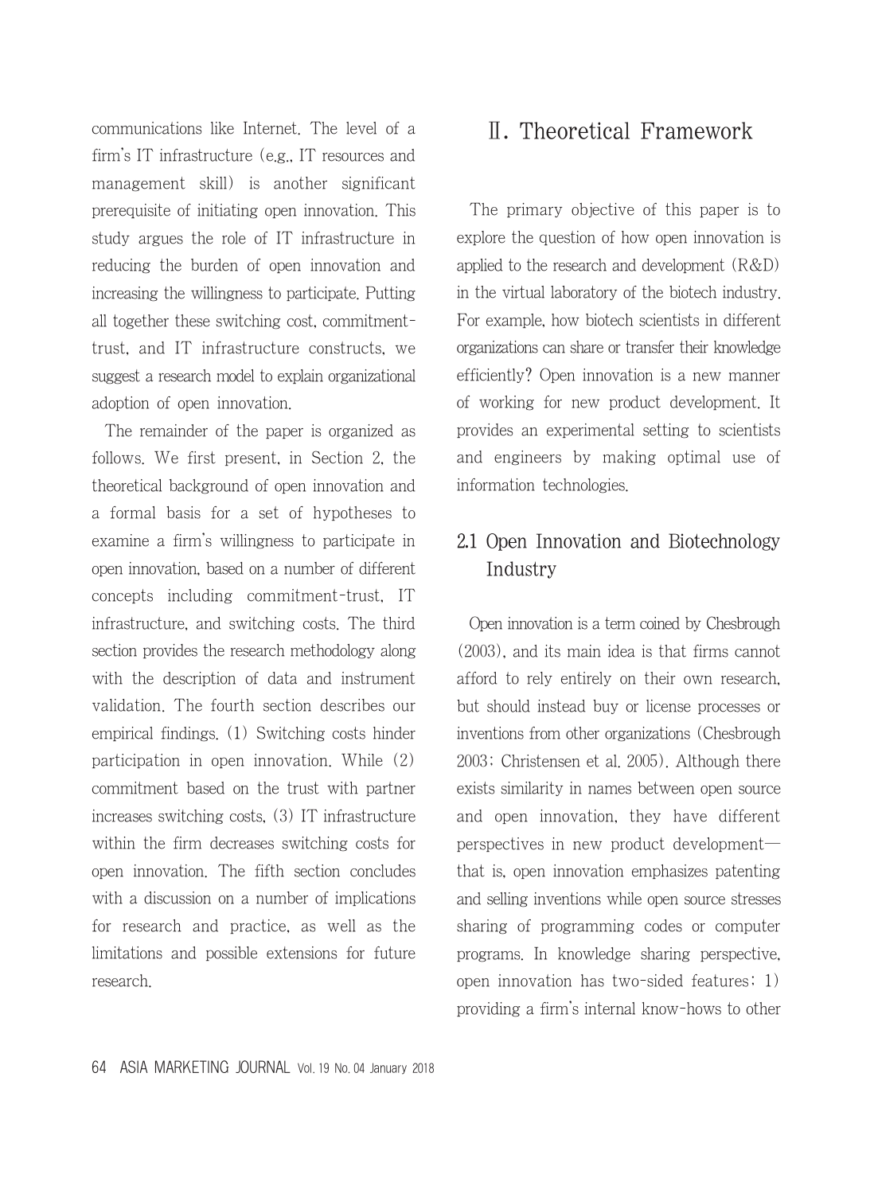communications like Internet. The level of a firm's IT infrastructure (e.g., IT resources and management skill) is another significant prerequisite of initiating open innovation. This study argues the role of IT infrastructure in reducing the burden of open innovation and increasing the willingness to participate. Putting all together these switching cost, commitment-trust, and IT infrastructure constructs, we suggest a research model to explain organizational adoption of open innovation.

The remainder of the paper is organized as follows. We first present, in Section 2, the theoretical background of open innovation and a formal basis for a set of hypotheses to examine a firm's willingness to participate in open innovation, based on a number of different concepts including commitment-trust, IT infrastructure, and switching costs. The third section provides the research methodology along with the description of data and instrument validation. The fourth section describes our empirical findings. (1) Switching costs hinder participation in open innovation. While (2) commitment based on the trust with partner increases switching costs, (3) IT infrastructure within the firm decreases switching costs for open innovation. The fifth section concludes with a discussion on a number of implications for research and practice, as well as the limitations and possible extensions for future research.

# Ⅱ. Theoretical Framework

The primary objective of this paper is to explore the question of how open innovation is applied to the research and development (R&D) in the virtual laboratory of the biotech industry. For example, how biotech scientists in different organizations can share or transfer their knowledge efficiently? Open innovation is a new manner of working for new product development. It provides an experimental setting to scientists and engineers by making optimal use of information technologies.

## 2.1 Open Innovation and Biotechnology Industry

Open innovation is a term coined by Chesbrough (2003), and its main idea is that firms cannot afford to rely entirely on their own research, but should instead buy or license processes or inventions from other organizations (Chesbrough 2003; Christensen et al. 2005). Although there exists similarity in names between open source and open innovation, they have different perspectives in new product development— that is, open innovation emphasizes patenting and selling inventions while open source stresses sharing of programming codes or computer programs. In knowledge sharing perspective, open innovation has two-sided features: 1) providing a firm's internal know-hows to other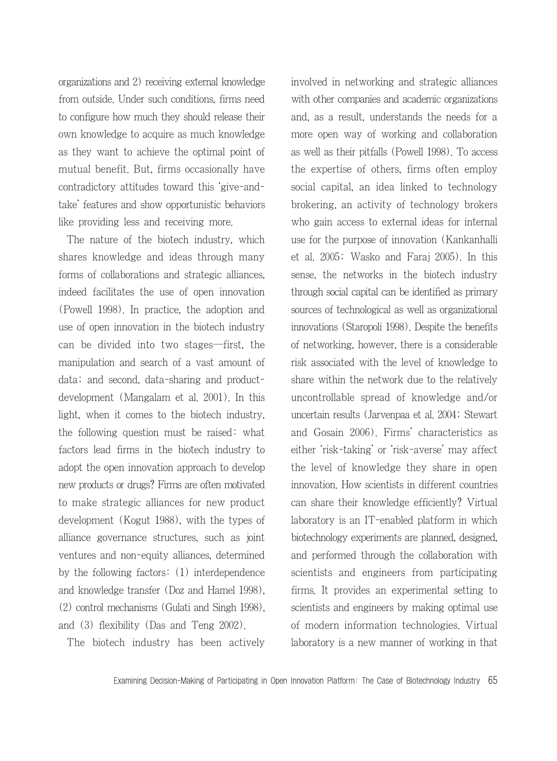organizations and 2) receiving external knowledge from outside. Under such conditions, firms need to configure how much they should release their own knowledge to acquire as much knowledge as they want to achieve the optimal point of mutual benefit. But, firms occasionally have contradictory attitudes toward this 'give-and-take' features and show opportunistic behaviors like providing less and receiving more.

The nature of the biotech industry, which shares knowledge and ideas through many forms of collaborations and strategic alliances, indeed facilitates the use of open innovation (Powell 1998). In practice, the adoption and use of open innovation in the biotech industry can be divided into two stages—first, the manipulation and search of a vast amount of data; and second, data-sharing and product-development (Mangalam et al. 2001). In this light, when it comes to the biotech industry, the following question must be raised: what factors lead firms in the biotech industry to adopt the open innovation approach to develop new products or drugs? Firms are often motivated to make strategic alliances for new product development (Kogut 1988), with the types of alliance governance structures, such as joint ventures and non-equity alliances, determined by the following factors: (1) interdependence and knowledge transfer (Doz and Hamel 1998), (2) control mechanisms (Gulati and Singh 1998), and (3) flexibility (Das and Teng 2002).

The biotech industry has been actively involved in networking and strategic alliances with other companies and academic organizations and, as a result, understands the needs for a more open way of working and collaboration as well as their pitfalls (Powell 1998). To access the expertise of others, firms often employ social capital, an idea linked to technology brokering, an activity of technology brokers who gain access to external ideas for internal use for the purpose of innovation (Kankanhalli et al. 2005; Wasko and Faraj 2005). In this sense, the networks in the biotech industry through social capital can be identified as primary sources of technological as well as organizational innovations (Staropoli 1998). Despite the benefits of networking, however, there is a considerable risk associated with the level of knowledge to share within the network due to the relatively uncontrollable spread of knowledge and/or uncertain results (Jarvenpaa et al. 2004; Stewart and Gosain 2006). Firms' characteristics as either 'risk-taking' or 'risk-averse' may affect the level of knowledge they share in open innovation. How scientists in different countries can share their knowledge efficiently? Virtual laboratory is an IT-enabled platform in which biotechnology experiments are planned, designed, and performed through the collaboration with scientists and engineers from participating firms. It provides an experimental setting to scientists and engineers by making optimal use of modern information technologies. Virtual laboratory is a new manner of working in that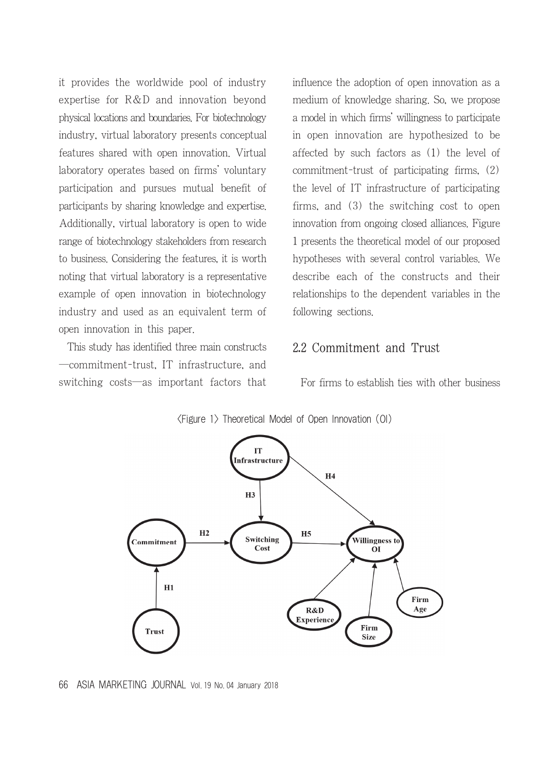it provides the worldwide pool of industry expertise for R&D and innovation beyond physical locations and boundaries. For biotechnology industry, virtual laboratory presents conceptual features shared with open innovation. Virtual laboratory operates based on firms' voluntary participation and pursues mutual benefit of participants by sharing knowledge and expertise. Additionally, virtual laboratory is open to wide range of biotechnology stakeholders from research to business. Considering the features, it is worth noting that virtual laboratory is a representative example of open innovation in biotechnology industry and used as an equivalent term of open innovation in this paper.

This study has identified three main constructs —commitment-trust, IT infrastructure, and switching costs—as important factors that influence the adoption of open innovation as a medium of knowledge sharing. So, we propose a model in which firms' willingness to participate in open innovation are hypothesized to be affected by such factors as (1) the level of commitment-trust of participating firms, (2) the level of IT infrastructure of participating firms, and (3) the switching cost to open innovation from ongoing closed alliances. Figure 1 presents the theoretical model of our proposed hypotheses with several control variables. We describe each of the constructs and their relationships to the dependent variables in the following sections.

## 2.2 Commitment and Trust

For firms to establish ties with other business

〈Figure 1〉 Theoretical Model of Open Innovation (OI)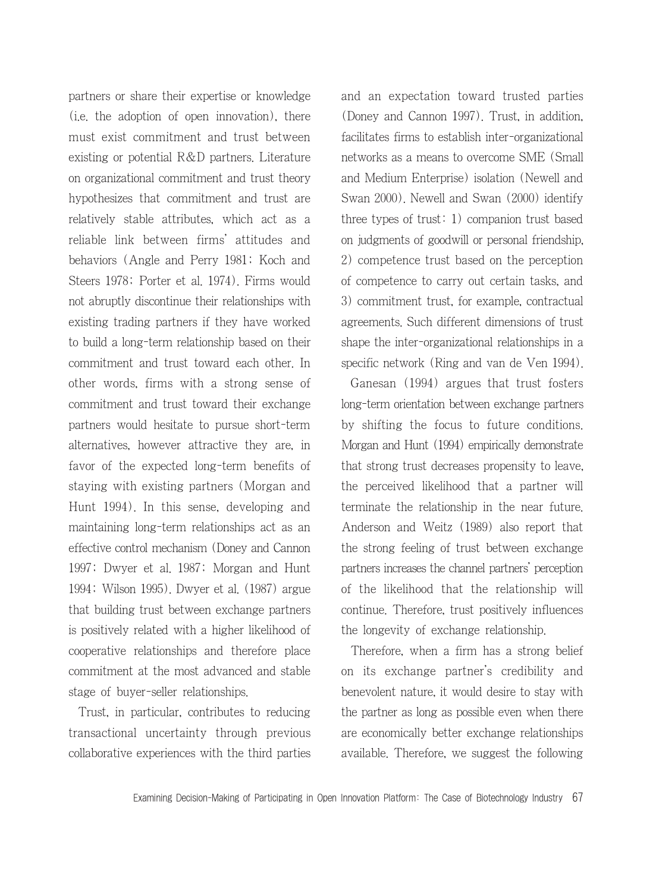partners or share their expertise or knowledge (i.e. the adoption of open innovation), there must exist commitment and trust between existing or potential R&D partners. Literature on organizational commitment and trust theory hypothesizes that commitment and trust are relatively stable attributes, which act as a reliable link between firms' attitudes and behaviors (Angle and Perry 1981; Koch and Steers 1978; Porter et al. 1974). Firms would not abruptly discontinue their relationships with existing trading partners if they have worked to build a long-term relationship based on their commitment and trust toward each other. In other words, firms with a strong sense of commitment and trust toward their exchange partners would hesitate to pursue short-term alternatives, however attractive they are, in favor of the expected long-term benefits of staying with existing partners (Morgan and Hunt 1994). In this sense, developing and maintaining long-term relationships act as an effective control mechanism (Doney and Cannon 1997; Dwyer et al. 1987; Morgan and Hunt 1994; Wilson 1995). Dwyer et al. (1987) argue that building trust between exchange partners is positively related with a higher likelihood of cooperative relationships and therefore place commitment at the most advanced and stable stage of buyer-seller relationships.

Trust, in particular, contributes to reducing transactional uncertainty through previous collaborative experiences with the third parties and an expectation toward trusted parties (Doney and Cannon 1997). Trust, in addition, facilitates firms to establish inter-organizational networks as a means to overcome SME (Small and Medium Enterprise) isolation (Newell and Swan 2000). Newell and Swan (2000) identify three types of trust: 1) companion trust based on judgments of goodwill or personal friendship, 2) competence trust based on the perception of competence to carry out certain tasks, and 3) commitment trust, for example, contractual agreements. Such different dimensions of trust shape the inter-organizational relationships in a specific network (Ring and van de Ven 1994).

Ganesan (1994) argues that trust fosters long-term orientation between exchange partners by shifting the focus to future conditions. Morgan and Hunt (1994) empirically demonstrate that strong trust decreases propensity to leave, the perceived likelihood that a partner will terminate the relationship in the near future. Anderson and Weitz (1989) also report that the strong feeling of trust between exchange partners increases the channel partners' perception of the likelihood that the relationship will continue. Therefore, trust positively influences the longevity of exchange relationship.

Therefore, when a firm has a strong belief on its exchange partner's credibility and benevolent nature, it would desire to stay with the partner as long as possible even when there are economically better exchange relationships available. Therefore, we suggest the following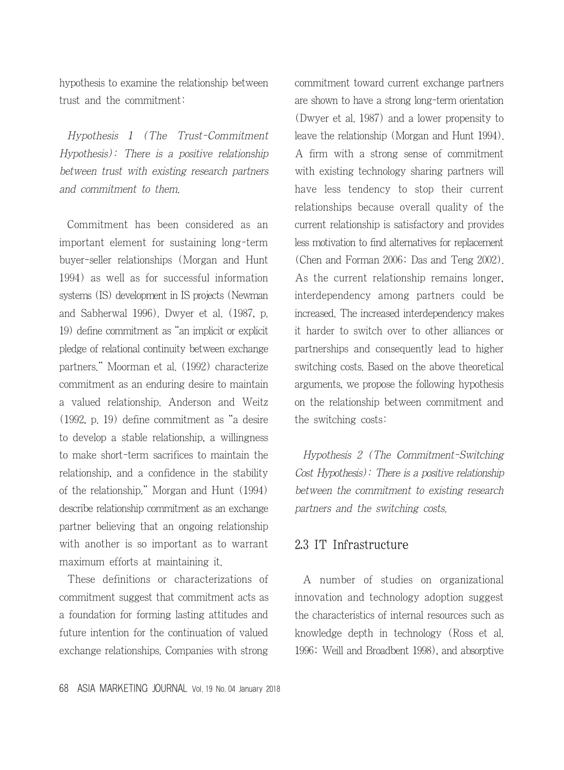hypothesis to examine the relationship between trust and the commitment:

*Hypothesis 1 (The Trust-Commitment Hypothesis): There is a positive relationship between trust with existing research partners and commitment to them.*

Commitment has been considered as an important element for sustaining long-term buyer-seller relationships (Morgan and Hunt 1994) as well as for successful information systems (IS) development in IS projects (Newman and Sabherwal 1996). Dwyer et al. (1987, p. 19) define commitment as "an implicit or explicit pledge of relational continuity between exchange partners." Moorman et al. (1992) characterize commitment as an enduring desire to maintain a valued relationship. Anderson and Weitz (1992, p. 19) define commitment as "a desire to develop a stable relationship, a willingness to make short-term sacrifices to maintain the relationship, and a confidence in the stability of the relationship." Morgan and Hunt (1994) describe relationship commitment as an exchange partner believing that an ongoing relationship with another is so important as to warrant maximum efforts at maintaining it.

These definitions or characterizations of commitment suggest that commitment acts as a foundation for forming lasting attitudes and future intention for the continuation of valued exchange relationships. Companies with strong commitment toward current exchange partners are shown to have a strong long-term orientation (Dwyer et al. 1987) and a lower propensity to leave the relationship (Morgan and Hunt 1994). A firm with a strong sense of commitment with existing technology sharing partners will have less tendency to stop their current relationships because overall quality of the current relationship is satisfactory and provides less motivation to find alternatives for replacement (Chen and Forman 2006; Das and Teng 2002). As the current relationship remains longer, interdependency among partners could be increased. The increased interdependency makes it harder to switch over to other alliances or partnerships and consequently lead to higher switching costs. Based on the above theoretical arguments, we propose the following hypothesis on the relationship between commitment and the switching costs:

*Hypothesis 2 (The Commitment-Switching Cost Hypothesis): There is a positive relationship between the commitment to existing research partners and the switching costs.*

## 2.3 IT Infrastructure

A number of studies on organizational innovation and technology adoption suggest the characteristics of internal resources such as knowledge depth in technology (Ross et al. 1996; Weill and Broadbent 1998), and absorptive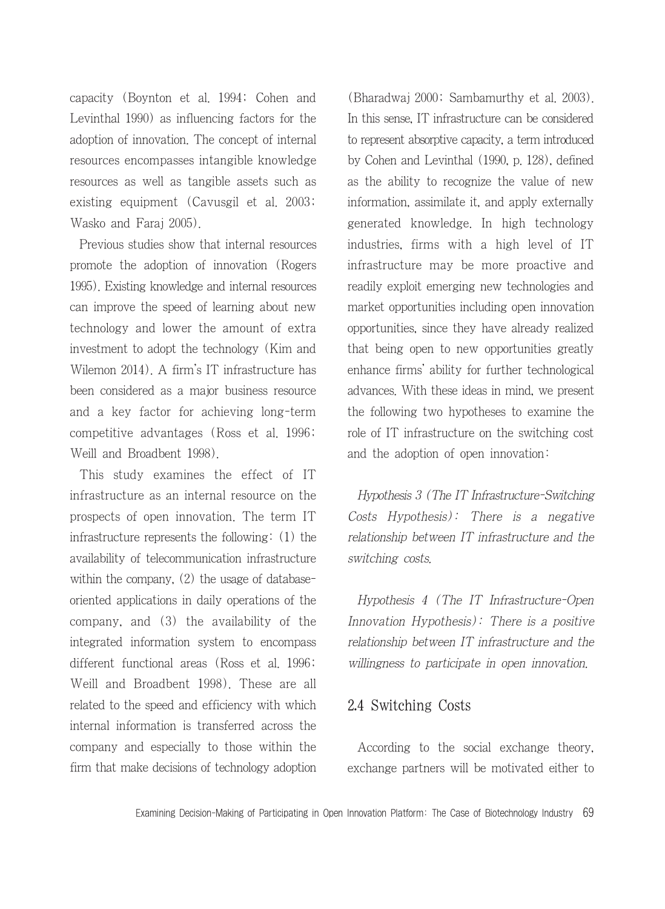capacity (Boynton et al. 1994; Cohen and Levinthal 1990) as influencing factors for the adoption of innovation. The concept of internal resources encompasses intangible knowledge resources as well as tangible assets such as existing equipment (Cavusgil et al. 2003; Wasko and Faraj 2005).

Previous studies show that internal resources promote the adoption of innovation (Rogers 1995). Existing knowledge and internal resources can improve the speed of learning about new technology and lower the amount of extra investment to adopt the technology (Kim and Wilemon 2014). A firm's IT infrastructure has been considered as a major business resource and a key factor for achieving long-term competitive advantages (Ross et al. 1996; Weill and Broadbent 1998).

This study examines the effect of IT infrastructure as an internal resource on the prospects of open innovation. The term IT infrastructure represents the following: (1) the availability of telecommunication infrastructure within the company, (2) the usage of database-oriented applications in daily operations of the company, and (3) the availability of the integrated information system to encompass different functional areas (Ross et al. 1996; Weill and Broadbent 1998). These are all related to the speed and efficiency with which internal information is transferred across the company and especially to those within the firm that make decisions of technology adoption (Bharadwaj 2000; Sambamurthy et al. 2003). In this sense, IT infrastructure can be considered to represent absorptive capacity, a term introduced by Cohen and Levinthal (1990, p. 128), defined as the ability to recognize the value of new information, assimilate it, and apply externally generated knowledge. In high technology industries, firms with a high level of IT infrastructure may be more proactive and readily exploit emerging new technologies and market opportunities including open innovation opportunities, since they have already realized that being open to new opportunities greatly enhance firms' ability for further technological advances. With these ideas in mind, we present the following two hypotheses to examine the role of IT infrastructure on the switching cost and the adoption of open innovation:

*Hypothesis 3 (The IT Infrastructure-Switching Costs Hypothesis): There is a negative relationship between IT infrastructure and the switching costs.*

*Hypothesis 4 (The IT Infrastructure-Open Innovation Hypothesis): There is a positive relationship between IT infrastructure and the willingness to participate in open innovation.*

### 2.4 Switching Costs

According to the social exchange theory, exchange partners will be motivated either to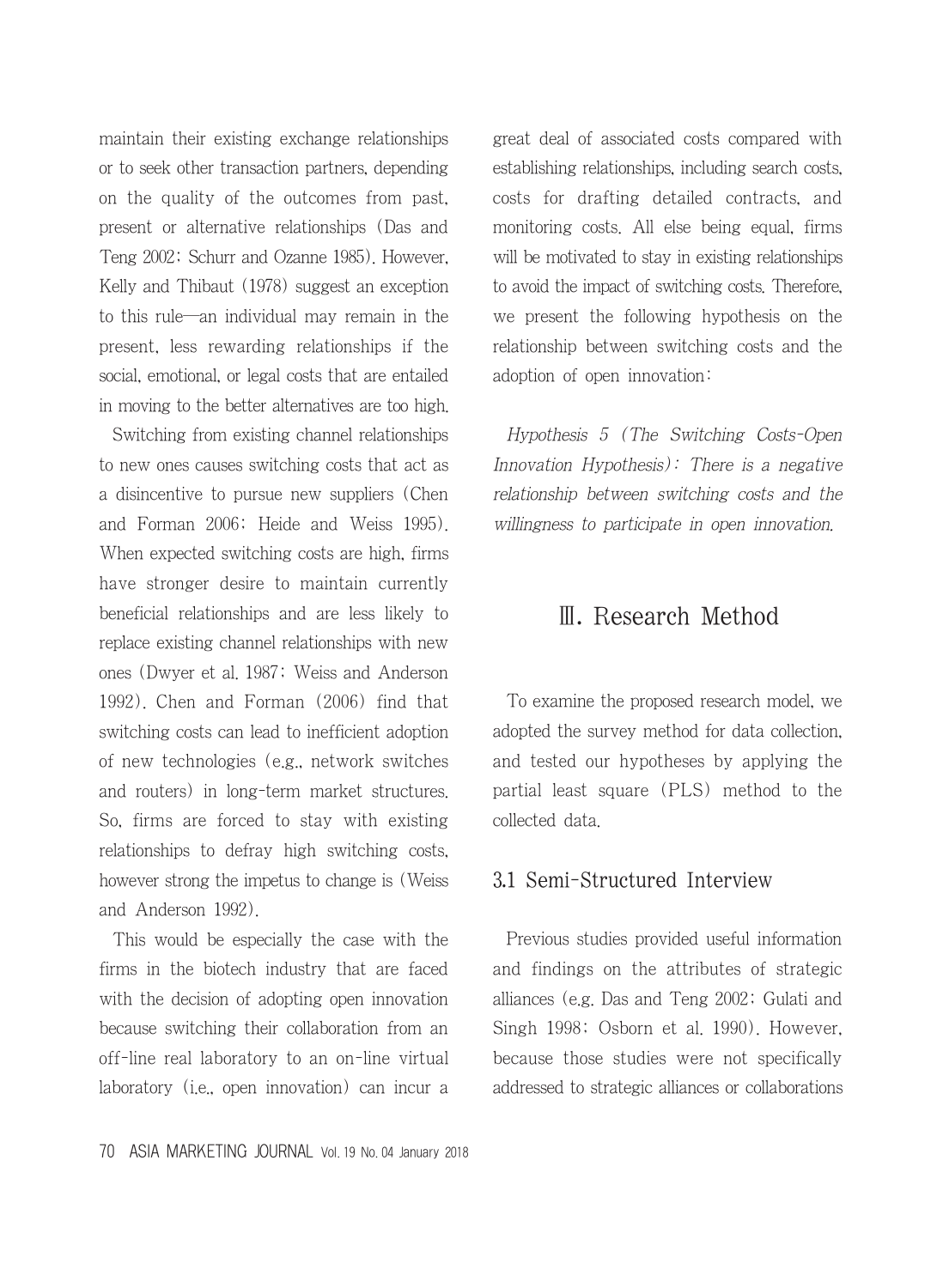maintain their existing exchange relationships or to seek other transaction partners, depending on the quality of the outcomes from past, present or alternative relationships (Das and Teng 2002; Schurr and Ozanne 1985). However, Kelly and Thibaut (1978) suggest an exception to this rule—an individual may remain in the present, less rewarding relationships if the social, emotional, or legal costs that are entailed in moving to the better alternatives are too high.

Switching from existing channel relationships to new ones causes switching costs that act as a disincentive to pursue new suppliers (Chen and Forman 2006; Heide and Weiss 1995). When expected switching costs are high, firms have stronger desire to maintain currently beneficial relationships and are less likely to replace existing channel relationships with new ones (Dwyer et al. 1987; Weiss and Anderson 1992). Chen and Forman (2006) find that switching costs can lead to inefficient adoption of new technologies (e.g., network switches and routers) in long-term market structures. So, firms are forced to stay with existing relationships to defray high switching costs, however strong the impetus to change is (Weiss and Anderson 1992).

This would be especially the case with the firms in the biotech industry that are faced with the decision of adopting open innovation because switching their collaboration from an off-line real laboratory to an on-line virtual laboratory (i.e., open innovation) can incur a great deal of associated costs compared with establishing relationships, including search costs, costs for drafting detailed contracts, and monitoring costs. All else being equal, firms will be motivated to stay in existing relationships to avoid the impact of switching costs. Therefore, we present the following hypothesis on the relationship between switching costs and the adoption of open innovation:

*Hypothesis 5 (The Switching Costs-Open Innovation Hypothesis): There is a negative relationship between switching costs and the willingness to participate in open innovation.*

# Ⅲ. Research Method

To examine the proposed research model, we adopted the survey method for data collection, and tested our hypotheses by applying the partial least square (PLS) method to the collected data.

## 3.1 Semi-Structured Interview

Previous studies provided useful information and findings on the attributes of strategic alliances (e.g. Das and Teng 2002; Gulati and Singh 1998; Osborn et al. 1990). However, because those studies were not specifically addressed to strategic alliances or collaborations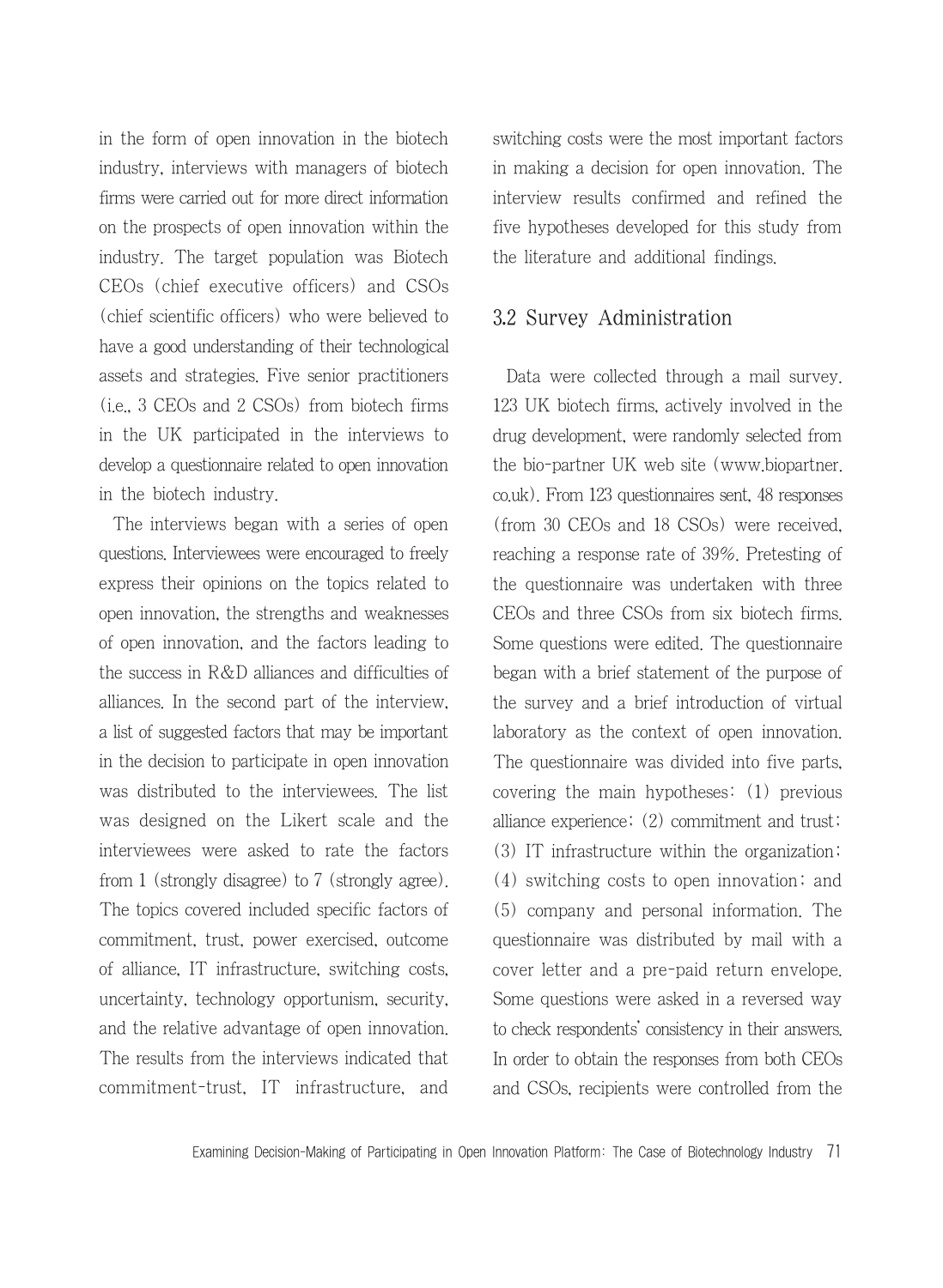in the form of open innovation in the biotech industry, interviews with managers of biotech firms were carried out for more direct information on the prospects of open innovation within the industry. The target population was Biotech CEOs (chief executive officers) and CSOs (chief scientific officers) who were believed to have a good understanding of their technological assets and strategies. Five senior practitioners (i.e., 3 CEOs and 2 CSOs) from biotech firms in the UK participated in the interviews to develop a questionnaire related to open innovation in the biotech industry.

The interviews began with a series of open questions. Interviewees were encouraged to freely express their opinions on the topics related to open innovation, the strengths and weaknesses of open innovation, and the factors leading to the success in R&D alliances and difficulties of alliances. In the second part of the interview, a list of suggested factors that may be important in the decision to participate in open innovation was distributed to the interviewees. The list was designed on the Likert scale and the interviewees were asked to rate the factors from 1 (strongly disagree) to 7 (strongly agree). The topics covered included specific factors of commitment, trust, power exercised, outcome of alliance, IT infrastructure, switching costs, uncertainty, technology opportunism, security, and the relative advantage of open innovation. The results from the interviews indicated that commitment-trust, IT infrastructure, and switching costs were the most important factors in making a decision for open innovation. The interview results confirmed and refined the five hypotheses developed for this study from the literature and additional findings.

## 3.2 Survey Administration

Data were collected through a mail survey. 123 UK biotech firms, actively involved in the drug development, were randomly selected from the bio-partner UK web site (www.biopartner.co.uk). From 123 questionnaires sent, 48 responses (from 30 CEOs and 18 CSOs) were received, reaching a response rate of 39%. Pretesting of the questionnaire was undertaken with three CEOs and three CSOs from six biotech firms. Some questions were edited. The questionnaire began with a brief statement of the purpose of the survey and a brief introduction of virtual laboratory as the context of open innovation. The questionnaire was divided into five parts, covering the main hypotheses: (1) previous alliance experience; (2) commitment and trust; (3) IT infrastructure within the organization; (4) switching costs to open innovation; and (5) company and personal information. The questionnaire was distributed by mail with a cover letter and a pre-paid return envelope. Some questions were asked in a reversed way to check respondents' consistency in their answers. In order to obtain the responses from both CEOs and CSOs, recipients were controlled from the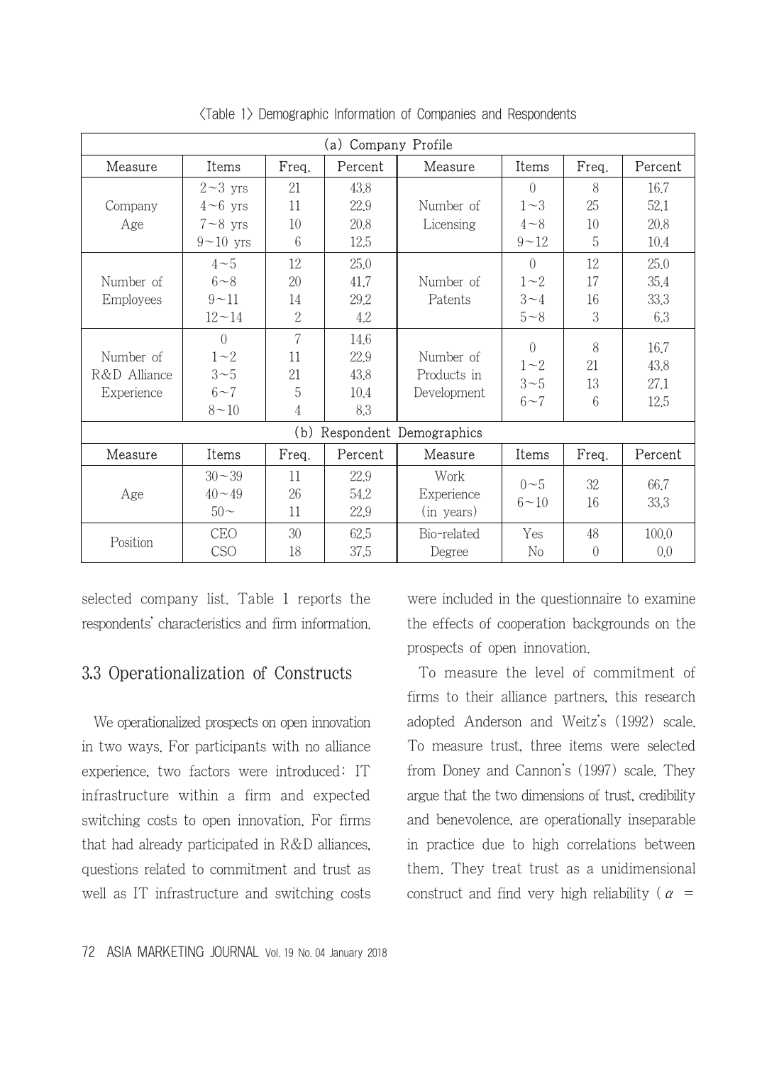<Table 1> Demographic Information of Companies and Respondents

| (a) Company Profile | | | | | | | |
|---|---|---|---|---|---|---|---|
| Measure | Items | Freq. | Percent | Measure | Items | Freq. | Percent |
| Company Age | 2~3 yrs<br>4~6 yrs<br>7~8 yrs<br>9~10 yrs | 21<br>11<br>10<br>6 | 43.8<br>22.9<br>20.8<br>12.5 | Number of Licensing | 0<br>1~3<br>4~8<br>9~12 | 8<br>25<br>10<br>5 | 16.7<br>52.1<br>20.8<br>10.4 |
| Number of Employees | 4~5<br>6~8<br>9~11<br>12~14 | 12<br>20<br>14<br>2 | 25.0<br>41.7<br>29.2<br>4.2 | Number of Patents | 0<br>1~2<br>3~4<br>5~8 | 12<br>17<br>16<br>3 | 25.0<br>35.4<br>33.3<br>6.3 |
| Number of R&D Alliance Experience | 0<br>1~2<br>3~5<br>6~7<br>8~10 | 7<br>11<br>21<br>5<br>4 | 14.6<br>22.9<br>43.8<br>10.4<br>8.3 | Number of Products in Development | 0<br>1~2<br>3~5<br>6~7 | 8<br>21<br>13<br>6 | 16.7<br>43.8<br>27.1<br>12.5 |
| (b) Respondent Demographics | | | | | | | |
| Measure | Items | Freq. | Percent | Measure | Items | Freq. | Percent |
| Age | 30~39<br>40~49<br>50~ | 11<br>26<br>11 | 22.9<br>54.2<br>22.9 | Work Experience (in years) | 0~5<br>6~10 | 32<br>16 | 66.7<br>33.3 |
| Position | CEO<br>CSO | 30<br>18 | 62.5<br>37.5 | Bio-related Degree | Yes<br>No | 48<br>0 | 100.0<br>0.0 |

selected company list. Table 1 reports the respondents' characteristics and firm information.

### 3.3 Operationalization of Constructs

We operationalized prospects on open innovation in two ways. For participants with no alliance experience, two factors were introduced: IT infrastructure within a firm and expected switching costs to open innovation. For firms that had already participated in R&D alliances, questions related to commitment and trust as well as IT infrastructure and switching costs were included in the questionnaire to examine the effects of cooperation backgrounds on the prospects of open innovation.

To measure the level of commitment of firms to their alliance partners, this research adopted Anderson and Weitz's (1992) scale. To measure trust, three items were selected from Doney and Cannon's (1997) scale. They argue that the two dimensions of trust, credibility and benevolence, are operationally inseparable in practice due to high correlations between them. They treat trust as a unidimensional construct and find very high reliability ( $\alpha$ =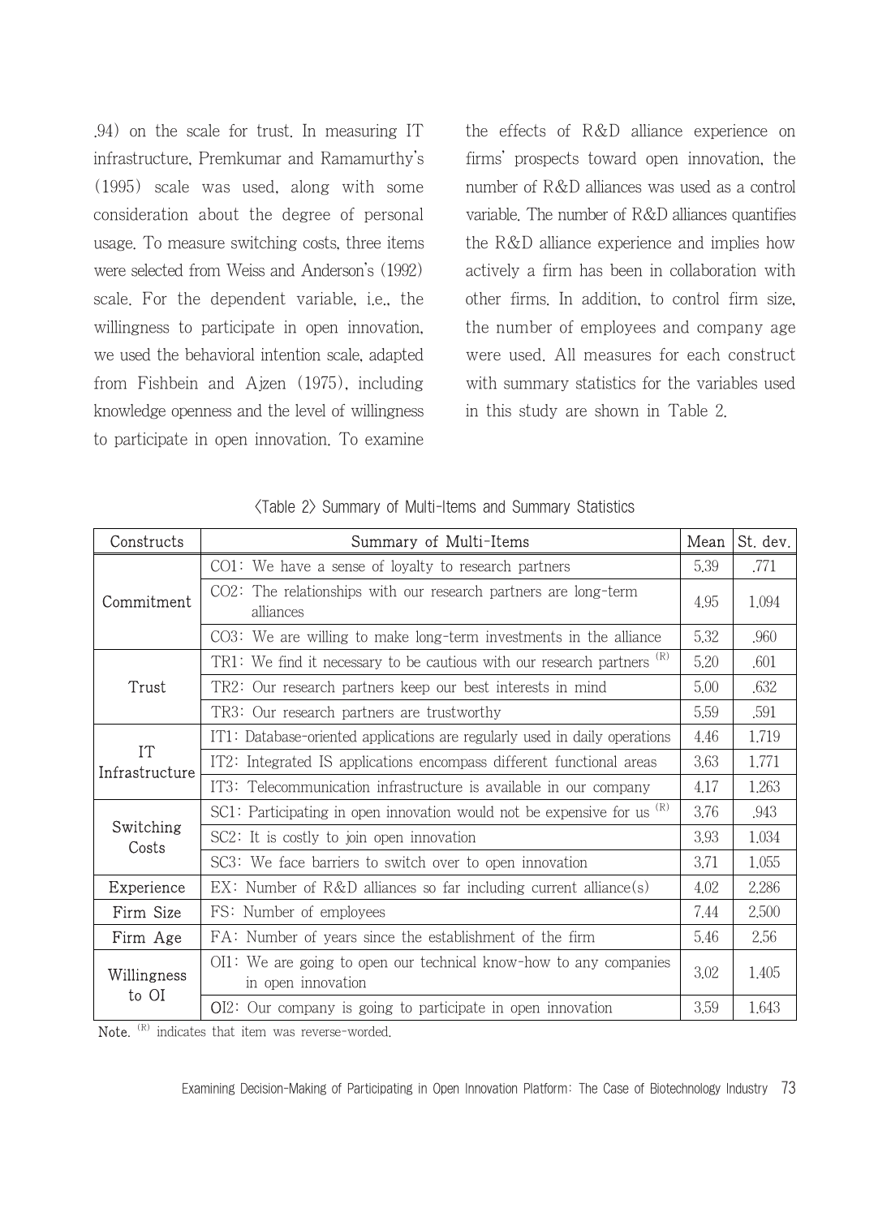.94) on the scale for trust. In measuring IT infrastructure, Premkumar and Ramamurthy's (1995) scale was used, along with some consideration about the degree of personal usage. To measure switching costs, three items were selected from Weiss and Anderson's (1992) scale. For the dependent variable, i.e., the willingness to participate in open innovation, we used the behavioral intention scale, adapted from Fishbein and Ajzen (1975), including knowledge openness and the level of willingness to participate in open innovation. To examine the effects of R&D alliance experience on firms' prospects toward open innovation, the number of R&D alliances was used as a control variable. The number of R&D alliances quantifies the R&D alliance experience and implies how actively a firm has been in collaboration with other firms. In addition, to control firm size, the number of employees and company age were used. All measures for each construct with summary statistics for the variables used in this study are shown in Table 2.

<Table 2> Summary of Multi-Items and Summary Statistics

| Constructs | Summary of Multi-Items | Mean | St. dev. |
|---|---|---|---|
| Commitment | CO1: We have a sense of loyalty to research partners | 5.39 | .771 |
| | CO2: The relationships with our research partners are long-term alliances | 4.95 | 1.094 |
| | CO3: We are willing to make long-term investments in the alliance | 5.32 | .960 |
| Trust | TR1: We find it necessary to be cautious with our research partners (R) | 5.20 | .601 |
| | TR2: Our research partners keep our best interests in mind | 5.00 | .632 |
| | TR3: Our research partners are trustworthy | 5.59 | .591 |
| IT Infrastructure | IT1: Database-oriented applications are regularly used in daily operations | 4.46 | 1.719 |
| | IT2: Integrated IS applications encompass different functional areas | 3.63 | 1.771 |
| | IT3: Telecommunication infrastructure is available in our company | 4.17 | 1.263 |
| Switching Costs | SC1: Participating in open innovation would not be expensive for us (R) | 3.76 | .943 |
| | SC2: It is costly to join open innovation | 3.93 | 1.034 |
| | SC3: We face barriers to switch over to open innovation | 3.71 | 1.055 |
| Experience | EX: Number of R&D alliances so far including current alliance(s) | 4.02 | 2.286 |
| Firm Size | FS: Number of employees | 7.44 | 2.500 |
| Firm Age | FA: Number of years since the establishment of the firm | 5.46 | 2.56 |
| Willingness to OI | OI1: We are going to open our technical know-how to any companies in open innovation | 3.02 | 1.405 |
| | OI2: Our company is going to participate in open innovation | 3.59 | 1.643 |

Note. (R) indicates that item was reverse-worded.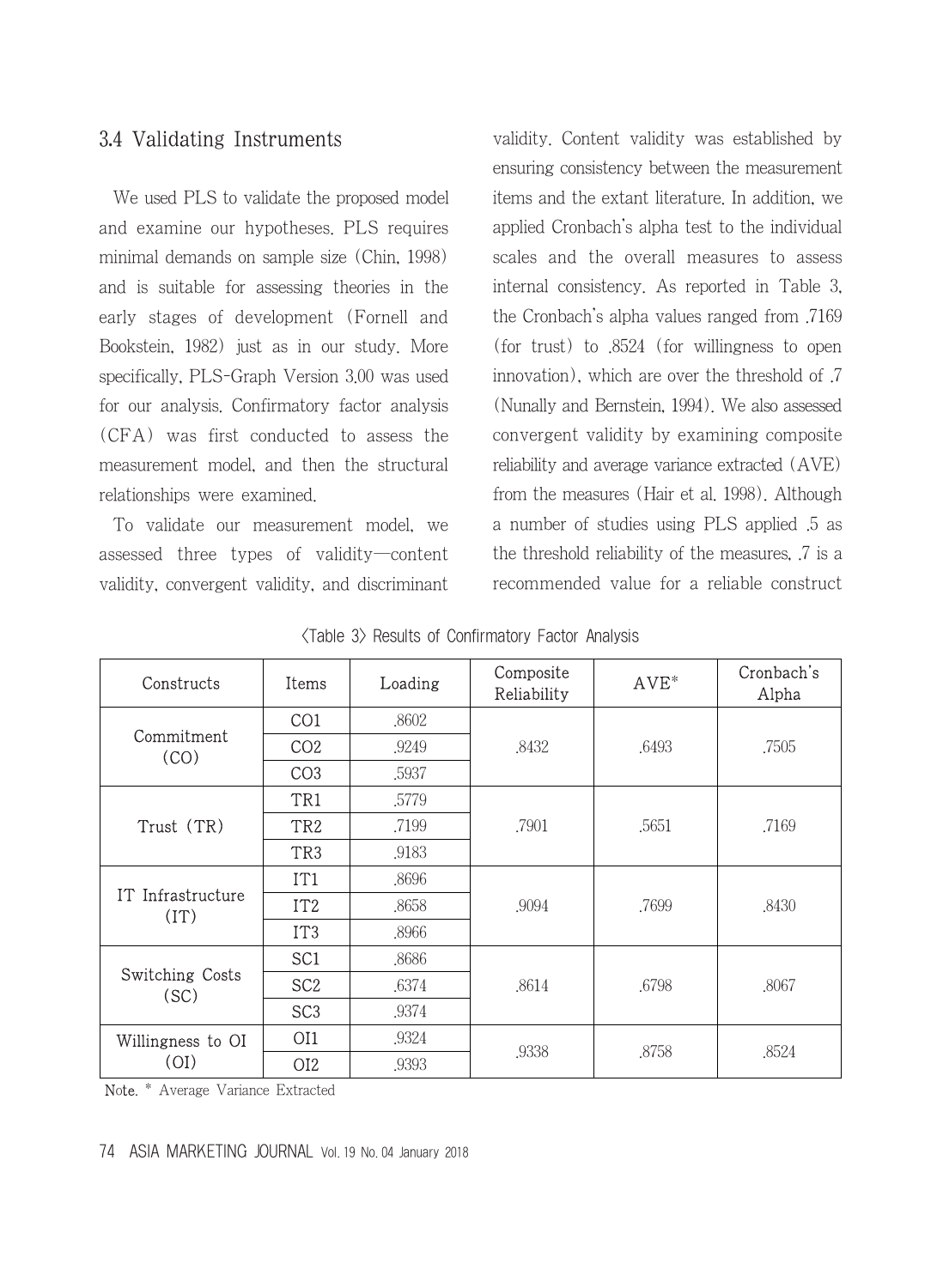### 3.4 Validating Instruments

We used PLS to validate the proposed model and examine our hypotheses. PLS requires minimal demands on sample size (Chin, 1998) and is suitable for assessing theories in the early stages of development (Fornell and Bookstein, 1982) just as in our study. More specifically, PLS-Graph Version 3.00 was used for our analysis. Confirmatory factor analysis (CFA) was first conducted to assess the measurement model, and then the structural relationships were examined.

To validate our measurement model, we assessed three types of validity—content validity, convergent validity, and discriminant validity. Content validity was established by ensuring consistency between the measurement items and the extant literature. In addition, we applied Cronbach's alpha test to the individual scales and the overall measures to assess internal consistency. As reported in Table 3, the Cronbach's alpha values ranged from .7169 (for trust) to .8524 (for willingness to open innovation), which are over the threshold of .7 (Nunally and Bernstein, 1994). We also assessed convergent validity by examining composite reliability and average variance extracted (AVE) from the measures (Hair et al. 1998). Although a number of studies using PLS applied .5 as the threshold reliability of the measures, .7 is a recommended value for a reliable construct

〈Table 3〉 Results of Confirmatory Factor Analysis

| Constructs | Items | Loading | Composite Reliability | AVE* | Cronbach's Alpha |
|---|---|---|---|---|---|
| Commitment (CO) | CO1 | .8602 | .8432 | .6493 | .7505 |
| | CO2 | .9249 | | | |
| | CO3 | .5937 | | | |
| Trust (TR) | TR1 | .5779 | .7901 | .5651 | .7169 |
| | TR2 | .7199 | | | |
| | TR3 | .9183 | | | |
| IT Infrastructure (IT) | IT1 | .8696 | .9094 | .7699 | .8430 |
| | IT2 | .8658 | | | |
| | IT3 | .8966 | | | |
| Switching Costs (SC) | SC1 | .8686 | .8614 | .6798 | .8067 |
| | SC2 | .6374 | | | |
| | SC3 | .9374 | | | |
| Willingness to OI (OI) | OI1 | .9324 | .9338 | .8758 | .8524 |
| | OI2 | .9393 | | | |

Note. * Average Variance Extracted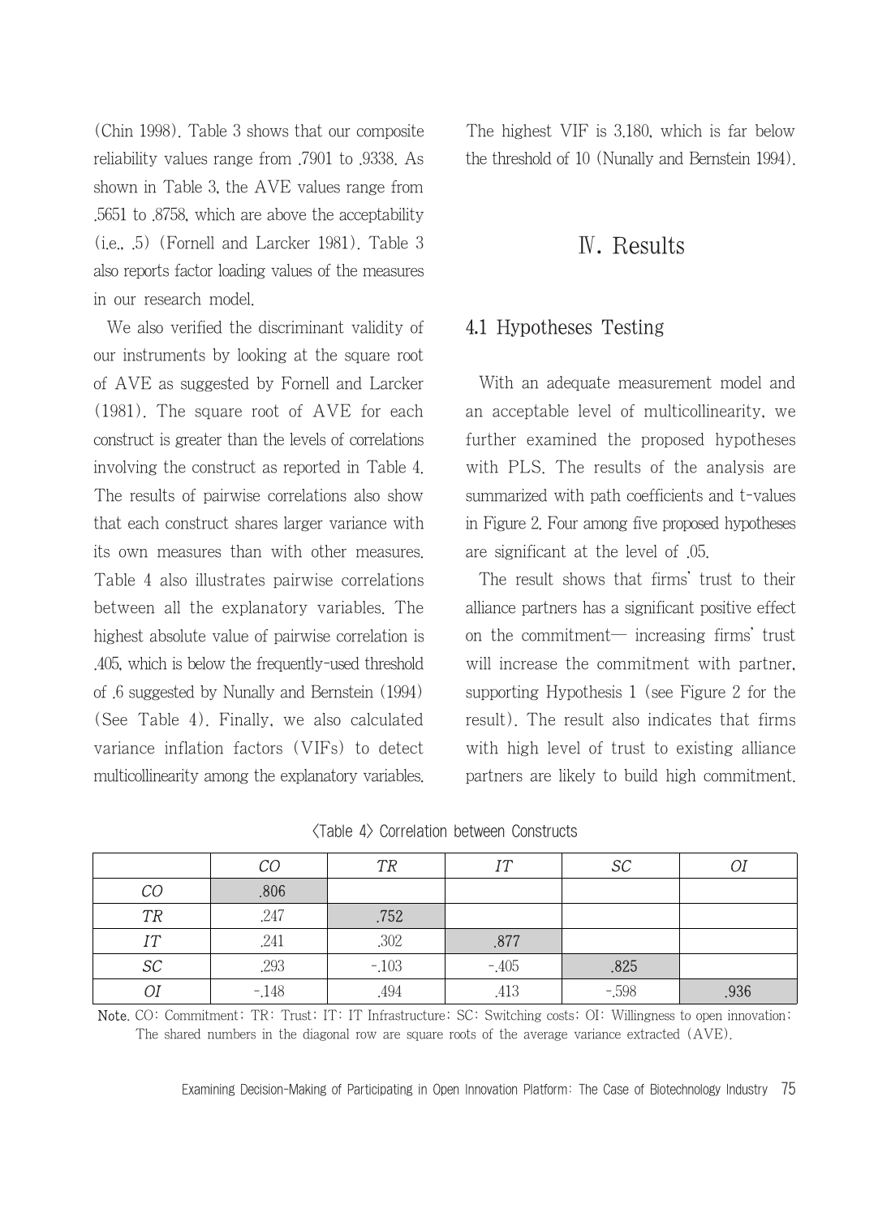(Chin 1998). Table 3 shows that our composite reliability values range from .7901 to .9338. As shown in Table 3, the AVE values range from .5651 to .8758, which are above the acceptability (i.e., .5) (Fornell and Larcker 1981). Table 3 also reports factor loading values of the measures in our research model.

We also verified the discriminant validity of our instruments by looking at the square root of AVE as suggested by Fornell and Larcker (1981). The square root of AVE for each construct is greater than the levels of correlations involving the construct as reported in Table 4. The results of pairwise correlations also show that each construct shares larger variance with its own measures than with other measures. Table 4 also illustrates pairwise correlations between all the explanatory variables. The highest absolute value of pairwise correlation is .405, which is below the frequently-used threshold of .6 suggested by Nunally and Bernstein (1994) (See Table 4). Finally, we also calculated variance inflation factors (VIFs) to detect multicollinearity among the explanatory variables. The highest VIF is 3.180, which is far below the threshold of 10 (Nunally and Bernstein 1994).

# Ⅳ. Results

## 4.1 Hypotheses Testing

With an adequate measurement model and an acceptable level of multicollinearity, we further examined the proposed hypotheses with PLS. The results of the analysis are summarized with path coefficients and t-values in Figure 2. Four among five proposed hypotheses are significant at the level of .05.

The result shows that firms' trust to their alliance partners has a significant positive effect on the commitment— increasing firms' trust will increase the commitment with partner, supporting Hypothesis 1 (see Figure 2 for the result). The result also indicates that firms with high level of trust to existing alliance partners are likely to build high commitment.

〈Table 4〉 Correlation between Constructs

| | *CO* | *TR* | *IT* | *SC* | *OI* |
|---|---|---|---|---|---|
| *CO* | .806 | | | | |
| *TR* | .247 | .752 | | | |
| *IT* | .241 | .302 | .877 | | |
| *SC* | .293 | -.103 | -.405 | .825 | |
| *OI* | -.148 | .494 | .413 | -.598 | .936 |

**Note.** CO: Commitment; TR: Trust; IT: IT Infrastructure; SC: Switching costs; OI: Willingness to open innovation; The shared numbers in the diagonal row are square roots of the average variance extracted (AVE).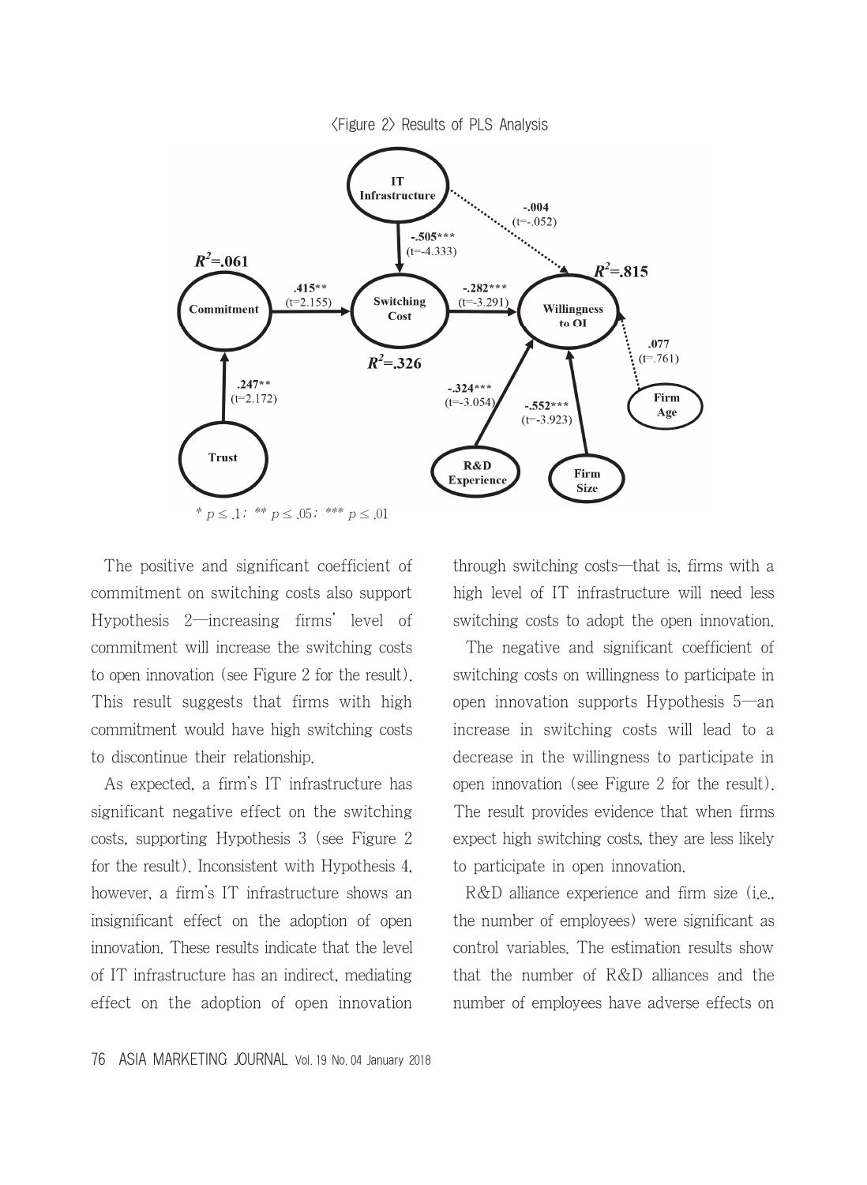〈Figure 2〉 Results of PLS Analysis

\* $p \leq .1$; \*\* $p \leq .05$; \*\*\* $p \leq .01$

The positive and significant coefficient of commitment on switching costs also support Hypothesis 2—increasing firms' level of commitment will increase the switching costs to open innovation (see Figure 2 for the result). This result suggests that firms with high commitment would have high switching costs to discontinue their relationship.

As expected, a firm's IT infrastructure has significant negative effect on the switching costs, supporting Hypothesis 3 (see Figure 2 for the result). Inconsistent with Hypothesis 4, however, a firm's IT infrastructure shows an insignificant effect on the adoption of open innovation. These results indicate that the level of IT infrastructure has an indirect, mediating effect on the adoption of open innovation through switching costs—that is, firms with a high level of IT infrastructure will need less switching costs to adopt the open innovation.

The negative and significant coefficient of switching costs on willingness to participate in open innovation supports Hypothesis 5—an increase in switching costs will lead to a decrease in the willingness to participate in open innovation (see Figure 2 for the result). The result provides evidence that when firms expect high switching costs, they are less likely to participate in open innovation.

R&D alliance experience and firm size (i.e., the number of employees) were significant as control variables. The estimation results show that the number of R&D alliances and the number of employees have adverse effects on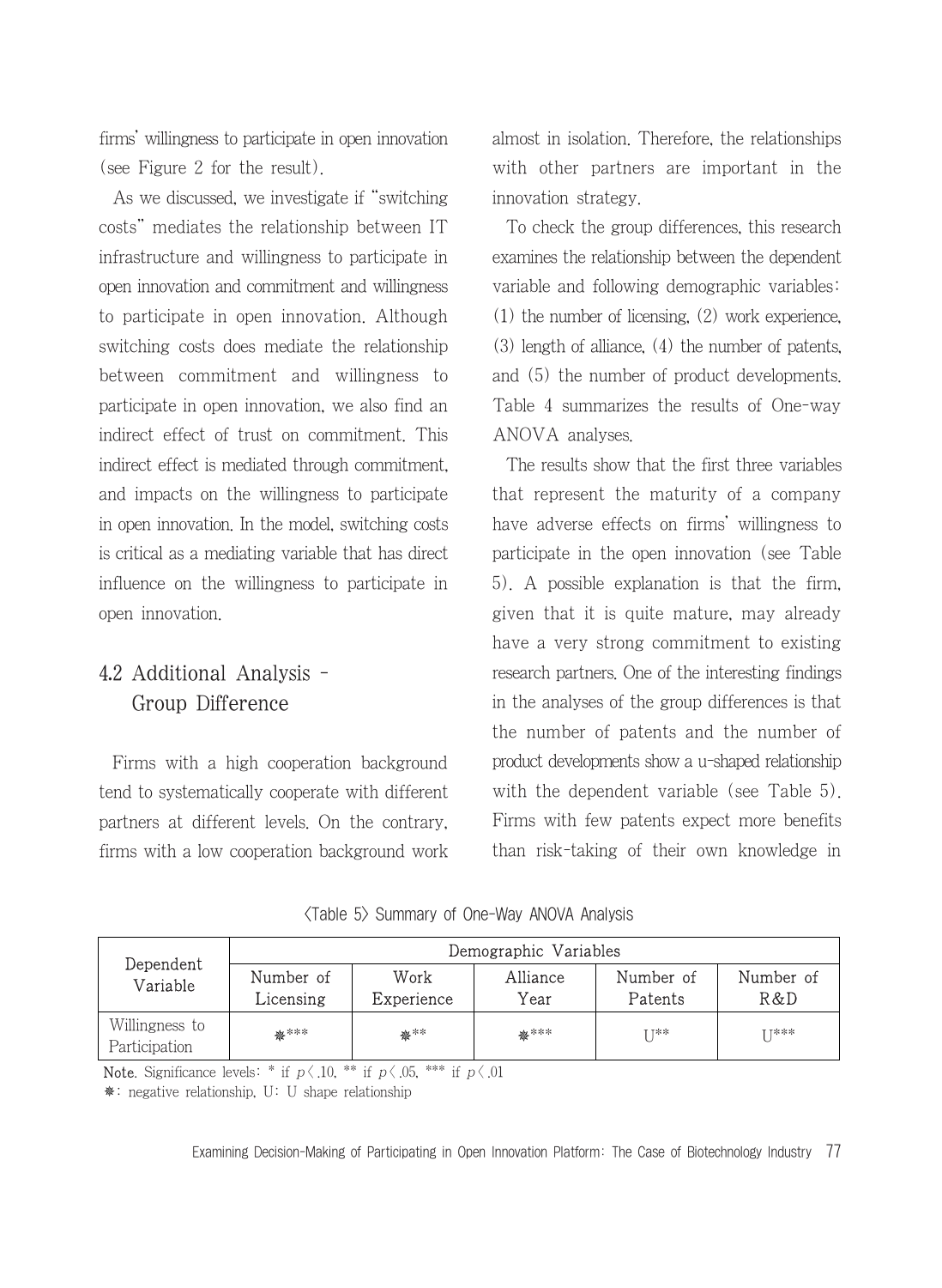firms' willingness to participate in open innovation (see Figure 2 for the result).

As we discussed, we investigate if "switching costs" mediates the relationship between IT infrastructure and willingness to participate in open innovation and commitment and willingness to participate in open innovation. Although switching costs does mediate the relationship between commitment and willingness to participate in open innovation, we also find an indirect effect of trust on commitment. This indirect effect is mediated through commitment, and impacts on the willingness to participate in open innovation. In the model, switching costs is critical as a mediating variable that has direct influence on the willingness to participate in open innovation.

## 4.2 Additional Analysis - Group Difference

Firms with a high cooperation background tend to systematically cooperate with different partners at different levels. On the contrary, firms with a low cooperation background work almost in isolation. Therefore, the relationships with other partners are important in the innovation strategy.

To check the group differences, this research examines the relationship between the dependent variable and following demographic variables: (1) the number of licensing, (2) work experience, (3) length of alliance, (4) the number of patents, and (5) the number of product developments. Table 4 summarizes the results of One-way ANOVA analyses.

The results show that the first three variables that represent the maturity of a company have adverse effects on firms' willingness to participate in the open innovation (see Table 5). A possible explanation is that the firm, given that it is quite mature, may already have a very strong commitment to existing research partners. One of the interesting findings in the analyses of the group differences is that the number of patents and the number of product developments show a u-shaped relationship with the dependent variable (see Table 5). Firms with few patents expect more benefits than risk-taking of their own knowledge in

〈Table 5〉 Summary of One-Way ANOVA Analysis

| Dependent Variable | Demographic Variables | | | | |
|---|---|---|---|---|---|
| | Number of Licensing | Work Experience | Alliance Year | Number of Patents | Number of R&D |
| Willingness to Participation | ※*** | ※** | ※*** | U** | U*** |

**Note.** Significance levels: * if $p < .10$, ** if $p < .05$, *** if $p < .01$

※: negative relationship, U: U shape relationship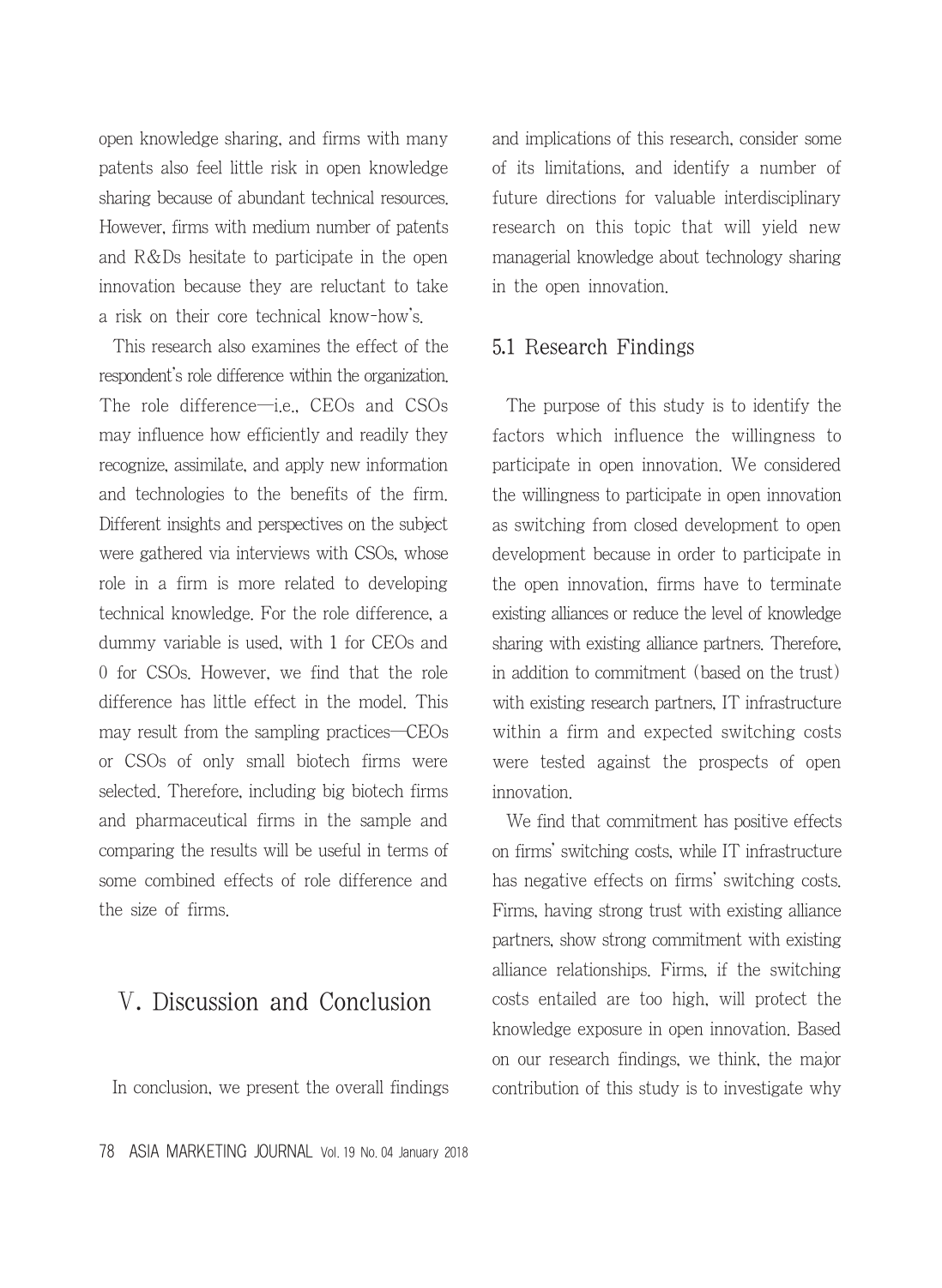open knowledge sharing, and firms with many patents also feel little risk in open knowledge sharing because of abundant technical resources. However, firms with medium number of patents and R&Ds hesitate to participate in the open innovation because they are reluctant to take a risk on their core technical know-how's.

This research also examines the effect of the respondent's role difference within the organization. The role difference—i.e., CEOs and CSOs may influence how efficiently and readily they recognize, assimilate, and apply new information and technologies to the benefits of the firm. Different insights and perspectives on the subject were gathered via interviews with CSOs, whose role in a firm is more related to developing technical knowledge. For the role difference, a dummy variable is used, with 1 for CEOs and 0 for CSOs. However, we find that the role difference has little effect in the model. This may result from the sampling practices—CEOs or CSOs of only small biotech firms were selected. Therefore, including big biotech firms and pharmaceutical firms in the sample and comparing the results will be useful in terms of some combined effects of role difference and the size of firms.

# Ⅴ. Discussion and Conclusion

In conclusion, we present the overall findings and implications of this research, consider some of its limitations, and identify a number of future directions for valuable interdisciplinary research on this topic that will yield new managerial knowledge about technology sharing in the open innovation.

## 5.1 Research Findings

The purpose of this study is to identify the factors which influence the willingness to participate in open innovation. We considered the willingness to participate in open innovation as switching from closed development to open development because in order to participate in the open innovation, firms have to terminate existing alliances or reduce the level of knowledge sharing with existing alliance partners. Therefore, in addition to commitment (based on the trust) with existing research partners, IT infrastructure within a firm and expected switching costs were tested against the prospects of open innovation.

We find that commitment has positive effects on firms' switching costs, while IT infrastructure has negative effects on firms' switching costs. Firms, having strong trust with existing alliance partners, show strong commitment with existing alliance relationships. Firms, if the switching costs entailed are too high, will protect the knowledge exposure in open innovation. Based on our research findings, we think, the major contribution of this study is to investigate why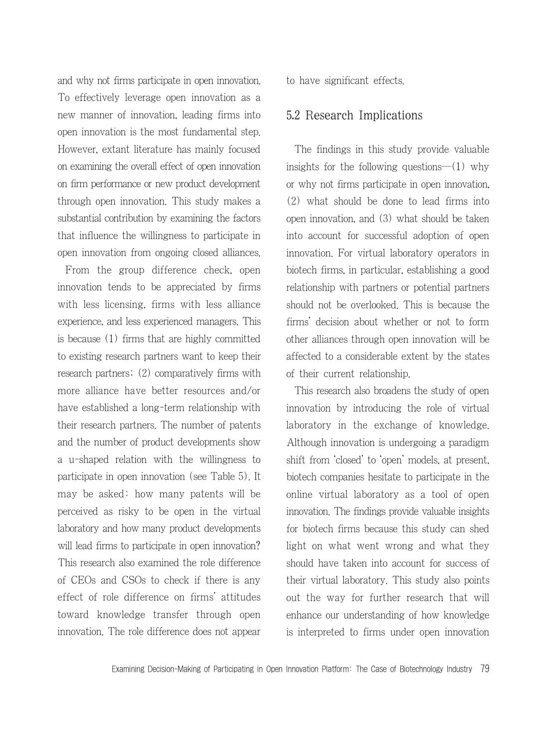and why not firms participate in open innovation. To effectively leverage open innovation as a new manner of innovation, leading firms into open innovation is the most fundamental step. However, extant literature has mainly focused on examining the overall effect of open innovation on firm performance or new product development through open innovation. This study makes a substantial contribution by examining the factors that influence the willingness to participate in open innovation from ongoing closed alliances.

From the group difference check, open innovation tends to be appreciated by firms with less licensing, firms with less alliance experience, and less experienced managers. This is because (1) firms that are highly committed to existing research partners want to keep their research partners; (2) comparatively firms with more alliance have better resources and/or have established a long-term relationship with their research partners. The number of patents and the number of product developments show a u-shaped relation with the willingness to participate in open innovation (see Table 5). It may be asked: how many patents will be perceived as risky to be open in the virtual laboratory and how many product developments will lead firms to participate in open innovation? This research also examined the role difference of CEOs and CSOs to check if there is any effect of role difference on firms' attitudes toward knowledge transfer through open innovation. The role difference does not appear to have significant effects.

## 5.2 Research Implications

The findings in this study provide valuable insights for the following questions—(1) why or why not firms participate in open innovation, (2) what should be done to lead firms into open innovation, and (3) what should be taken into account for successful adoption of open innovation. For virtual laboratory operators in biotech firms, in particular, establishing a good relationship with partners or potential partners should not be overlooked. This is because the firms' decision about whether or not to form other alliances through open innovation will be affected to a considerable extent by the states of their current relationship.

This research also broadens the study of open innovation by introducing the role of virtual laboratory in the exchange of knowledge. Although innovation is undergoing a paradigm shift from 'closed' to 'open' models, at present, biotech companies hesitate to participate in the online virtual laboratory as a tool of open innovation. The findings provide valuable insights for biotech firms because this study can shed light on what went wrong and what they should have taken into account for success of their virtual laboratory. This study also points out the way for further research that will enhance our understanding of how knowledge is interpreted to firms under open innovation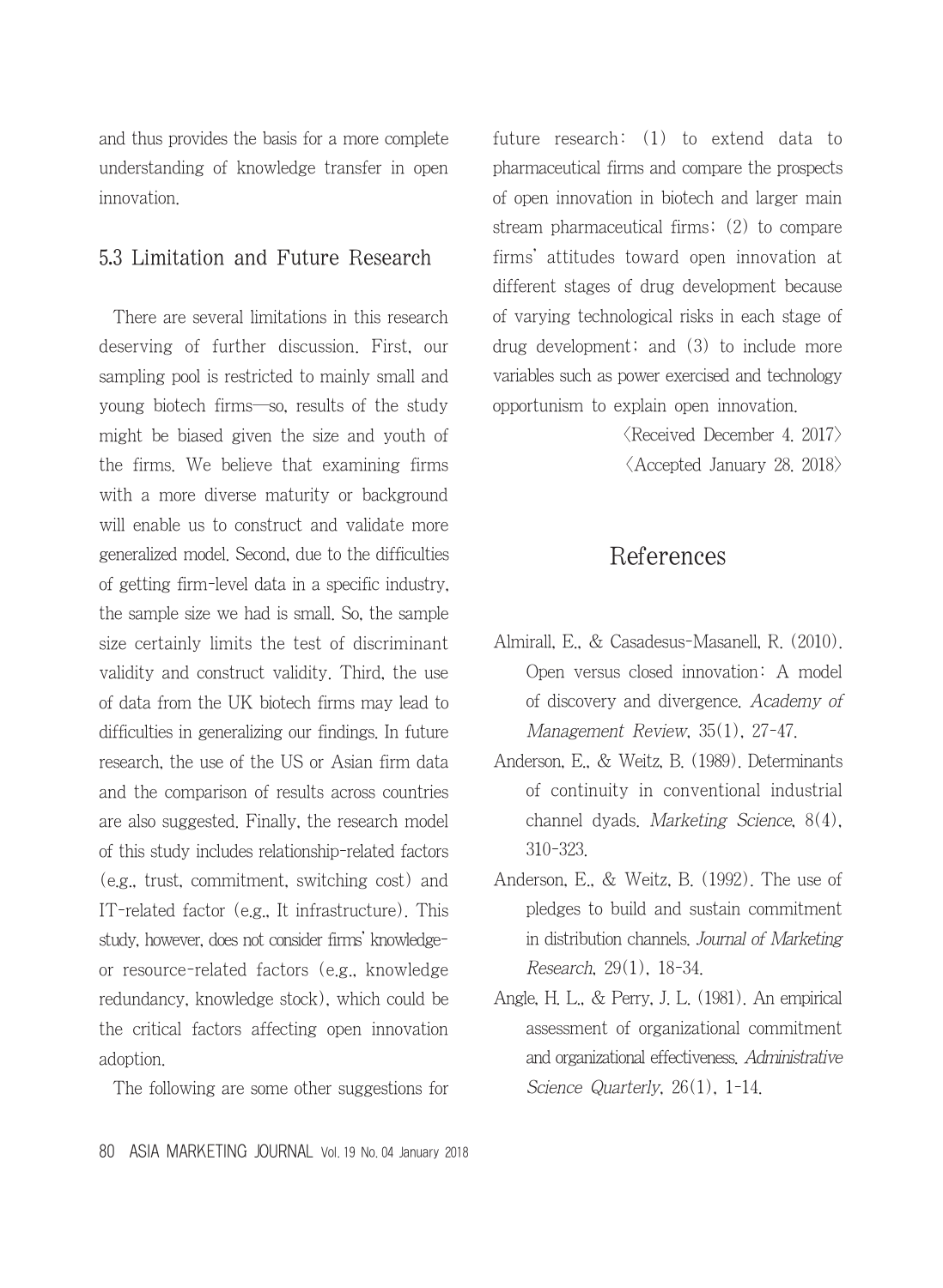and thus provides the basis for a more complete understanding of knowledge transfer in open innovation.

### 5.3 Limitation and Future Research

There are several limitations in this research deserving of further discussion. First, our sampling pool is restricted to mainly small and young biotech firms—so, results of the study might be biased given the size and youth of the firms. We believe that examining firms with a more diverse maturity or background will enable us to construct and validate more generalized model. Second, due to the difficulties of getting firm-level data in a specific industry, the sample size we had is small. So, the sample size certainly limits the test of discriminant validity and construct validity. Third, the use of data from the UK biotech firms may lead to difficulties in generalizing our findings. In future research, the use of the US or Asian firm data and the comparison of results across countries are also suggested. Finally, the research model of this study includes relationship-related factors (e.g., trust, commitment, switching cost) and IT-related factor (e.g., It infrastructure). This study, however, does not consider firms' knowledge- or resource-related factors (e.g., knowledge redundancy, knowledge stock), which could be the critical factors affecting open innovation adoption.

The following are some other suggestions for future research: (1) to extend data to pharmaceutical firms and compare the prospects of open innovation in biotech and larger main stream pharmaceutical firms; (2) to compare firms' attitudes toward open innovation at different stages of drug development because of varying technological risks in each stage of drug development; and (3) to include more variables such as power exercised and technology opportunism to explain open innovation.

〈Received December 4. 2017〉
〈Accepted January 28. 2018〉

## References

Almirall, E., & Casadesus-Masanell, R. (2010). Open versus closed innovation: A model of discovery and divergence. *Academy of Management Review*, 35(1), 27-47.

Anderson, E., & Weitz, B. (1989). Determinants of continuity in conventional industrial channel dyads. *Marketing Science*, 8(4), 310-323.

Anderson, E., & Weitz, B. (1992). The use of pledges to build and sustain commitment in distribution channels. *Journal of Marketing Research*, 29(1), 18-34.

Angle, H. L., & Perry, J. L. (1981). An empirical assessment of organizational commitment and organizational effectiveness. *Administrative Science Quarterly*, 26(1), 1-14.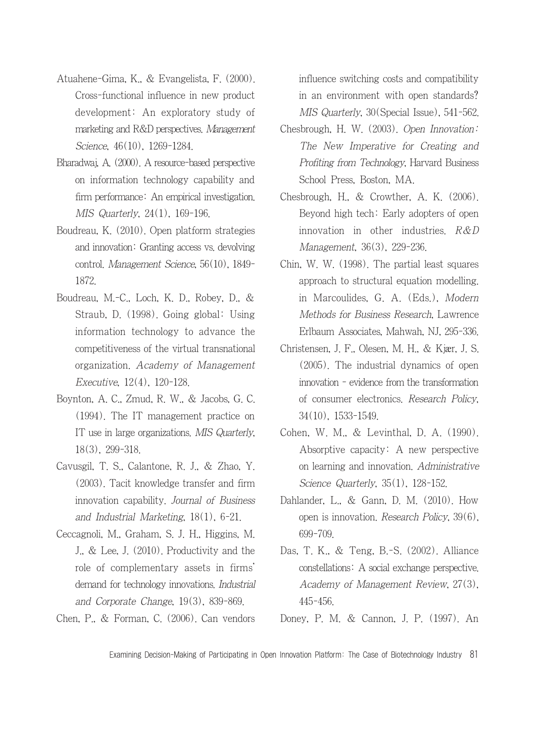Atuahene-Gima, K., & Evangelista, F. (2000). Cross-functional influence in new product development: An exploratory study of marketing and R&D perspectives. *Management Science*, 46(10), 1269-1284.

Bharadwaj, A. (2000). A resource-based perspective on information technology capability and firm performance: An empirical investigation. *MIS Quarterly*, 24(1), 169-196.

Boudreau, K. (2010). Open platform strategies and innovation: Granting access vs. devolving control. *Management Science*, 56(10), 1849-1872.

Boudreau, M.-C., Loch, K. D., Robey, D., & Straub, D. (1998). Going global: Using information technology to advance the competitiveness of the virtual transnational organization. *Academy of Management Executive*, 12(4), 120-128.

Boynton, A. C., Zmud, R. W., & Jacobs, G. C. (1994). The IT management practice on IT use in large organizations. *MIS Quarterly*, 18(3), 299-318.

Cavusgil, T. S., Calantone, R. J., & Zhao, Y. (2003). Tacit knowledge transfer and firm innovation capability. *Journal of Business and Industrial Marketing*, 18(1), 6-21.

Ceccagnoli, M., Graham, S. J. H., Higgins, M. J., & Lee, J. (2010). Productivity and the role of complementary assets in firms' demand for technology innovations. *Industrial and Corporate Change*, 19(3), 839-869.

Chen, P., & Forman, C. (2006). Can vendors influence switching costs and compatibility in an environment with open standards? *MIS Quarterly*, 30(Special Issue), 541-562.

Chesbrough, H. W. (2003). *Open Innovation: The New Imperative for Creating and Profiting from Technology*, Harvard Business School Press, Boston, MA.

Chesbrough, H., & Crowther, A. K. (2006). Beyond high tech: Early adopters of open innovation in other industries. *R&D Management*, 36(3), 229-236.

Chin, W. W. (1998). The partial least squares approach to structural equation modelling. in Marcoulides, G. A. (Eds.), *Modern Methods for Business Research*, Lawrence Erlbaum Associates, Mahwah, NJ, 295-336.

Christensen, J. F., Olesen, M. H., & Kjær, J. S. (2005). The industrial dynamics of open innovation - evidence from the transformation of consumer electronics. *Research Policy*, 34(10), 1533-1549.

Cohen, W. M., & Levinthal, D. A. (1990). Absorptive capacity: A new perspective on learning and innovation. *Administrative Science Quarterly*, 35(1), 128-152.

Dahlander, L., & Gann, D. M. (2010). How open is innovation. *Research Policy*, 39(6), 699-709.

Das, T. K., & Teng, B.-S. (2002). Alliance constellations: A social exchange perspective. *Academy of Management Review*, 27(3), 445-456.

Doney, P. M. & Cannon, J. P. (1997). An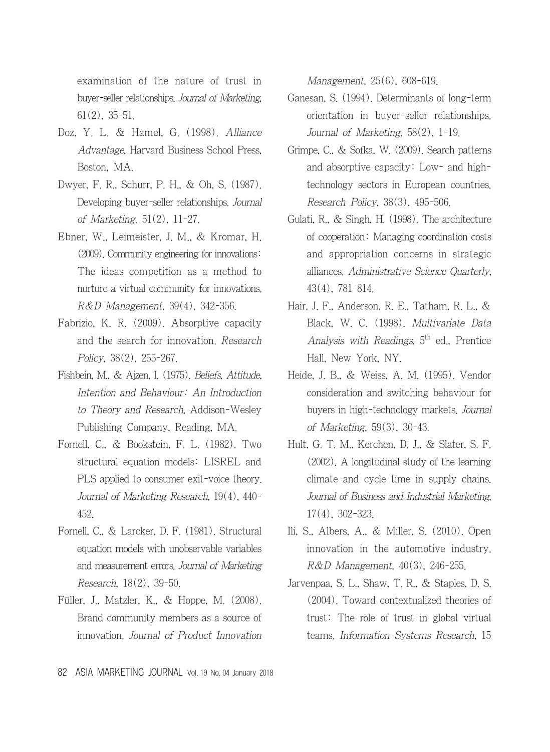examination of the nature of trust in buyer-seller relationships. *Journal of Marketing*, 61(2), 35-51.

Doz, Y. L. & Hamel, G. (1998). *Alliance Advantage*, Harvard Business School Press, Boston, MA.

Dwyer, F. R., Schurr, P. H., & Oh, S. (1987). Developing buyer-seller relationships. *Journal of Marketing*. 51(2), 11-27.

Ebner, W., Leimeister, J. M., & Kromar, H. (2009). Community engineering for innovations: The ideas competition as a method to nurture a virtual community for innovations. *R&D Management*, 39(4), 342-356.

Fabrizio, K. R. (2009). Absorptive capacity and the search for innovation. *Research Policy*, 38(2), 255-267.

Fishbein, M., & Ajzen, I. (1975). *Beliefs, Attitude, Intention and Behaviour: An Introduction to Theory and Research*, Addison-Wesley Publishing Company, Reading, MA.

Fornell, C., & Bookstein, F. L. (1982). Two structural equation models: LISREL and PLS applied to consumer exit-voice theory. *Journal of Marketing Research*, 19(4), 440-452.

Fornell, C., & Larcker, D. F. (1981). Structural equation models with unobservable variables and measurement errors. *Journal of Marketing Research*, 18(2), 39-50.

Füller, J., Matzler, K., & Hoppe, M. (2008). Brand community members as a source of innovation. *Journal of Product Innovation Management*, 25(6), 608-619.

Ganesan, S. (1994). Determinants of long-term orientation in buyer-seller relationships. *Journal of Marketing*, 58(2), 1-19.

Grimpe, C., & Sofka, W. (2009). Search patterns and absorptive capacity: Low- and high-technology sectors in European countries. *Research Policy*, 38(3), 495-506.

Gulati, R., & Singh, H. (1998). The architecture of cooperation: Managing coordination costs and appropriation concerns in strategic alliances. *Administrative Science Quarterly*, 43(4), 781-814.

Hair, J. F., Anderson, R. E., Tatham, R. L., & Black, W. C. (1998). *Multivariate Data Analysis with Readings*, 5th ed., Prentice Hall, New York, NY.

Heide, J. B., & Weiss, A. M. (1995). Vendor consideration and switching behaviour for buyers in high-technology markets. *Journal of Marketing*, 59(3), 30-43.

Hult, G. T. M., Kerchen, D. J., & Slater, S. F. (2002). A longitudinal study of the learning climate and cycle time in supply chains. *Journal of Business and Industrial Marketing*, 17(4), 302-323.

Ili, S., Albers, A., & Miller, S. (2010). Open innovation in the automotive industry. *R&D Management*, 40(3), 246-255.

Jarvenpaa, S. L., Shaw, T. R., & Staples, D. S. (2004). Toward contextualized theories of trust: The role of trust in global virtual teams. *Information Systems Research*, 15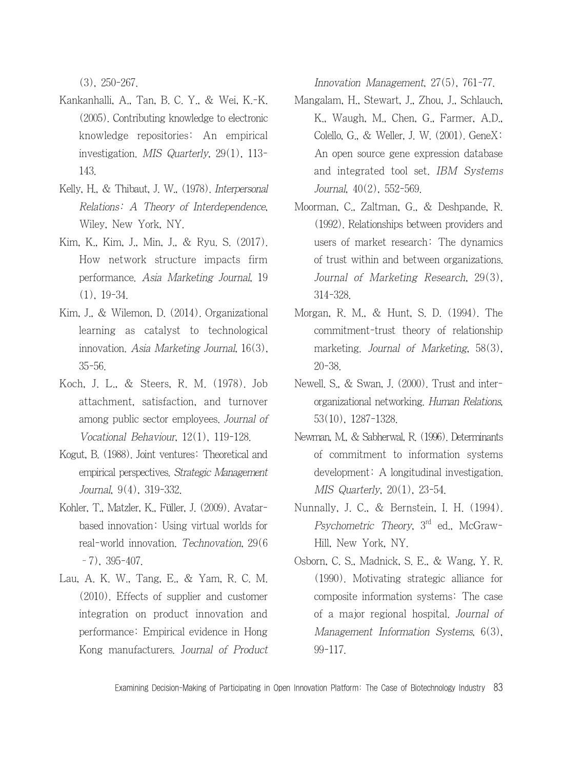(3), 250-267.

Kankanhalli, A., Tan, B. C. Y., & Wei, K.-K. (2005). Contributing knowledge to electronic knowledge repositories: An empirical investigation. *MIS Quarterly*, 29(1), 113-143.

Kelly, H., & Thibaut, J. W., (1978). *Interpersonal Relations: A Theory of Interdependence*, Wiley, New York, NY.

Kim, K., Kim, J., Min, J., & Ryu. S. (2017). How network structure impacts firm performance. *Asia Marketing Journal*, 19 (1), 19-34.

Kim, J., & Wilemon, D. (2014). Organizational learning as catalyst to technological innovation. *Asia Marketing Journal*, 16(3), 35-56.

Koch, J. L., & Steers, R. M. (1978). Job attachment, satisfaction, and turnover among public sector employees. *Journal of Vocational Behaviour*, 12(1), 119-128.

Kogut, B. (1988). Joint ventures: Theoretical and empirical perspectives. *Strategic Management Journal*, 9(4), 319-332.

Kohler, T., Matzler, K., Füller, J. (2009). Avatar-based innovation: Using virtual worlds for real-world innovation. *Technovation*, 29(6 - 7), 395-407.

Lau, A. K. W., Tang, E., & Yam, R. C. M. (2010). Effects of supplier and customer integration on product innovation and performance: Empirical evidence in Hong Kong manufacturers. *Journal of Product Innovation Management*, 27(5), 761-77.

Mangalam, H., Stewart, J., Zhou, J., Schlauch, K., Waugh, M., Chen, G., Farmer, A.D., Colello, G., & Weller, J. W. (2001). GeneX: An open source gene expression database and integrated tool set. *IBM Systems Journal*, 40(2), 552-569.

Moorman, C., Zaltman, G., & Deshpande, R. (1992). Relationships between providers and users of market research: The dynamics of trust within and between organizations. *Journal of Marketing Research*, 29(3), 314-328.

Morgan, R. M., & Hunt, S. D. (1994). The commitment-trust theory of relationship marketing. *Journal of Marketing*, 58(3), 20-38.

Newell. S., & Swan, J. (2000). Trust and inter-organizational networking. *Human Relations*, 53(10), 1287-1328.

Newman, M., & Sabherwal, R. (1996). Determinants of commitment to information systems development: A longitudinal investigation. *MIS Quarterly*, 20(1), 23-54.

Nunnally, J. C., & Bernstein, I. H. (1994). *Psychometric Theory*, 3rd ed., McGraw-Hill, New York, NY.

Osborn, C. S., Madnick, S. E., & Wang, Y. R. (1990). Motivating strategic alliance for composite information systems: The case of a major regional hospital. *Journal of Management Information Systems*, 6(3), 99-117.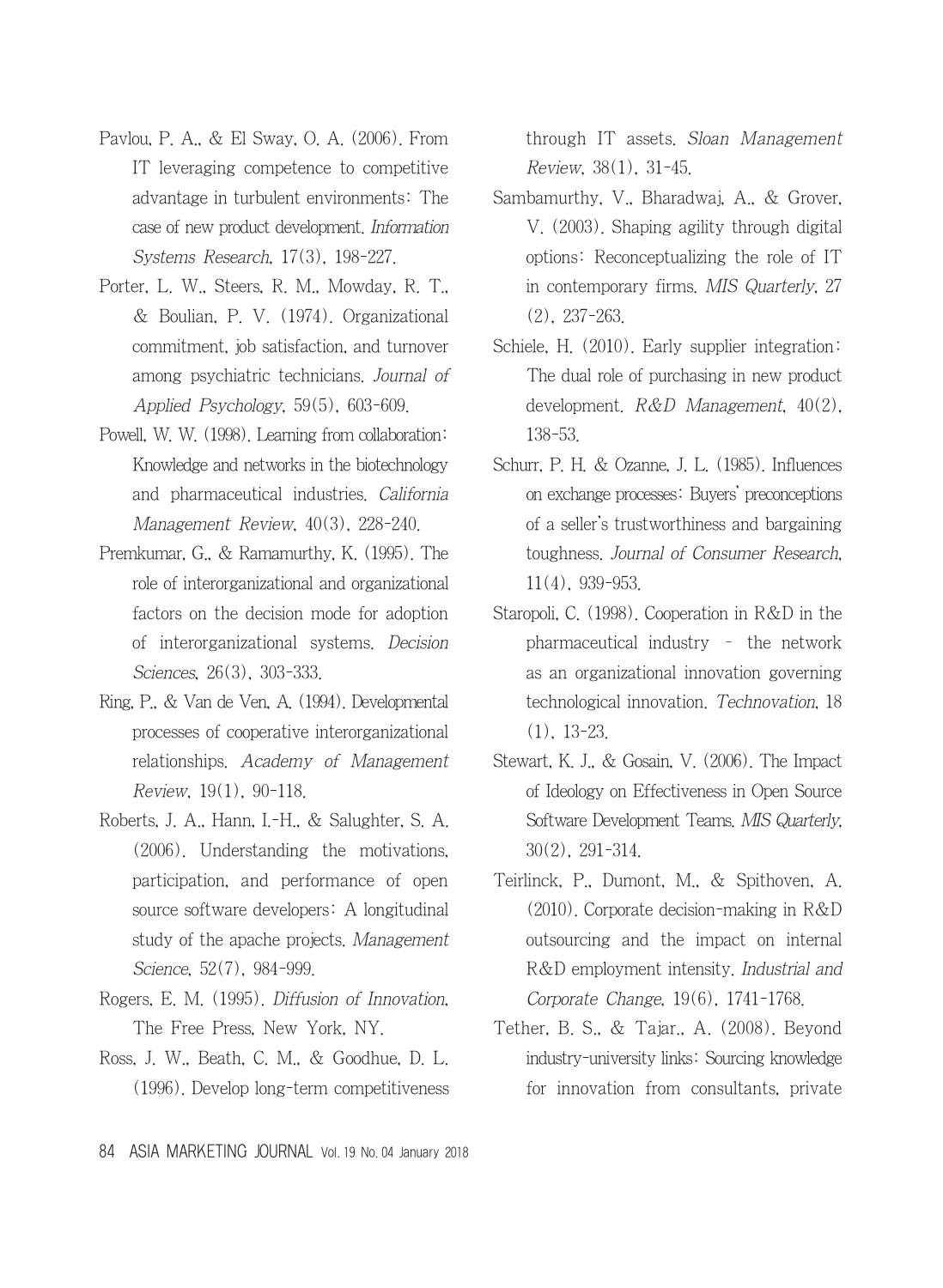Pavlou, P. A., & El Sway, O. A. (2006). From IT leveraging competence to competitive advantage in turbulent environments: The case of new product development. *Information Systems Research*, 17(3), 198-227.

Porter, L. W., Steers, R. M., Mowday, R. T., & Boulian, P. V. (1974). Organizational commitment, job satisfaction, and turnover among psychiatric technicians. *Journal of Applied Psychology*, 59(5), 603-609.

Powell, W. W. (1998). Learning from collaboration: Knowledge and networks in the biotechnology and pharmaceutical industries. *California Management Review*, 40(3), 228-240.

Premkumar, G., & Ramamurthy, K. (1995). The role of interorganizational and organizational factors on the decision mode for adoption of interorganizational systems. *Decision Sciences*, 26(3), 303-333.

Ring, P., & Van de Ven, A. (1994). Developmental processes of cooperative interorganizational relationships. *Academy of Management Review*, 19(1), 90-118.

Roberts, J. A., Hann, I.-H., & Salughter, S. A. (2006). Understanding the motivations, participation, and performance of open source software developers: A longitudinal study of the apache projects. *Management Science*, 52(7), 984-999.

Rogers, E. M. (1995). *Diffusion of Innovation*, The Free Press, New York, NY.

Ross, J. W., Beath, C. M., & Goodhue, D. L. (1996). Develop long-term competitiveness through IT assets. *Sloan Management Review*, 38(1), 31-45.

Sambamurthy, V., Bharadwaj, A., & Grover, V. (2003). Shaping agility through digital options: Reconceptualizing the role of IT in contemporary firms. *MIS Quarterly*, 27(2), 237-263.

Schiele, H. (2010). Early supplier integration: The dual role of purchasing in new product development. *R&D Management*, 40(2), 138-53.

Schurr, P. H. & Ozanne, J. L. (1985). Influences on exchange processes: Buyers' preconceptions of a seller's trustworthiness and bargaining toughness. *Journal of Consumer Research*, 11(4), 939-953.

Staropoli, C. (1998). Cooperation in R&D in the pharmaceutical industry – the network as an organizational innovation governing technological innovation. *Technovation*, 18(1), 13-23.

Stewart, K. J., & Gosain, V. (2006). The Impact of Ideology on Effectiveness in Open Source Software Development Teams. *MIS Quarterly*, 30(2), 291-314.

Teirlinck, P., Dumont, M., & Spithoven, A. (2010). Corporate decision-making in R&D outsourcing and the impact on internal R&D employment intensity. *Industrial and Corporate Change*, 19(6), 1741-1768.

Tether, B. S., & Tajar., A. (2008). Beyond industry-university links: Sourcing knowledge for innovation from consultants, private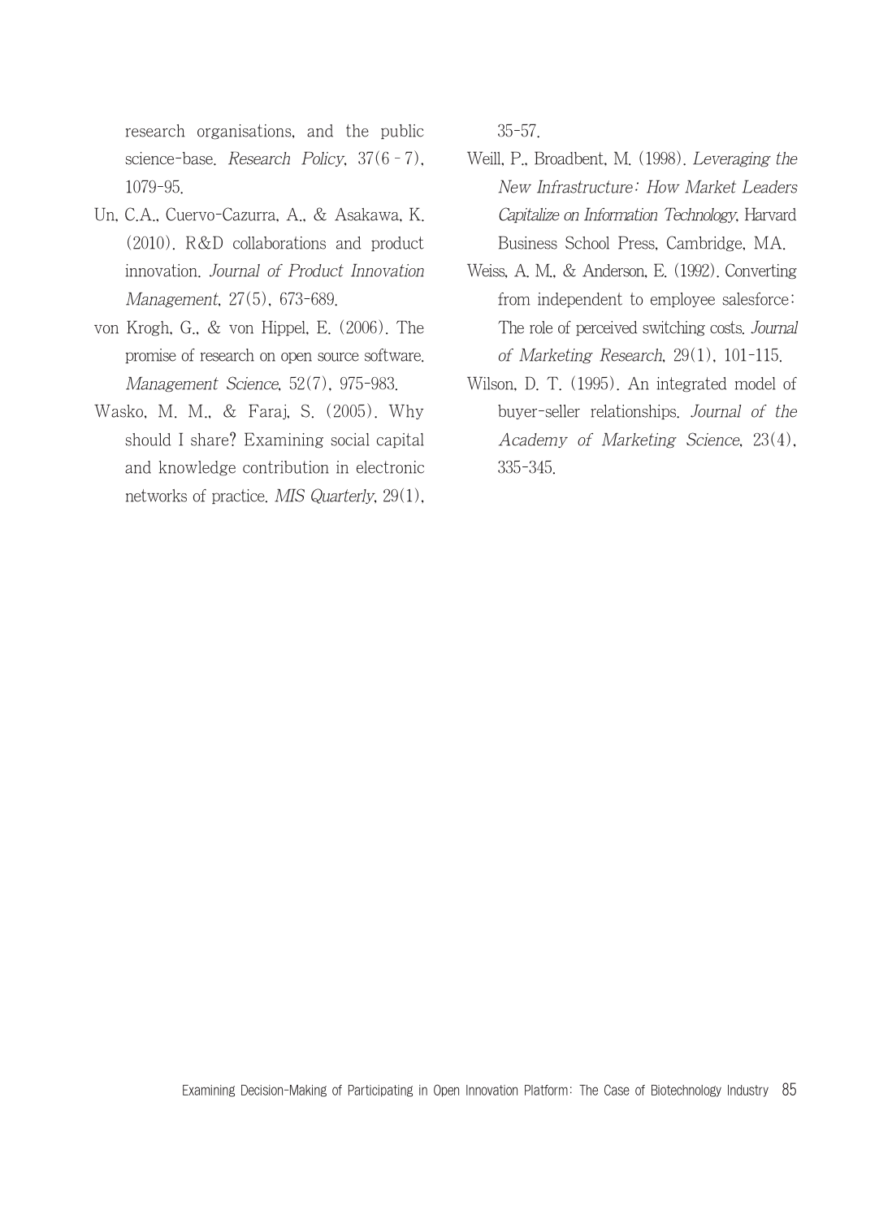research organisations, and the public science-base. *Research Policy*, 37(6–7), 1079-95.

Un, C.A., Cuervo-Cazurra, A., & Asakawa, K. (2010). R&D collaborations and product innovation. *Journal of Product Innovation Management*, 27(5), 673-689.

von Krogh, G., & von Hippel, E. (2006). The promise of research on open source software. *Management Science*, 52(7), 975-983.

Wasko, M. M., & Faraj, S. (2005). Why should I share? Examining social capital and knowledge contribution in electronic networks of practice. *MIS Quarterly*, 29(1), 35-57.

Weill, P., Broadbent, M. (1998). *Leveraging the New Infrastructure: How Market Leaders Capitalize on Information Technology*, Harvard Business School Press, Cambridge, MA.

Weiss, A. M., & Anderson, E. (1992). Converting from independent to employee salesforce: The role of perceived switching costs. *Journal of Marketing Research*, 29(1), 101-115.

Wilson, D. T. (1995). An integrated model of buyer-seller relationships. *Journal of the Academy of Marketing Science*, 23(4), 335-345.